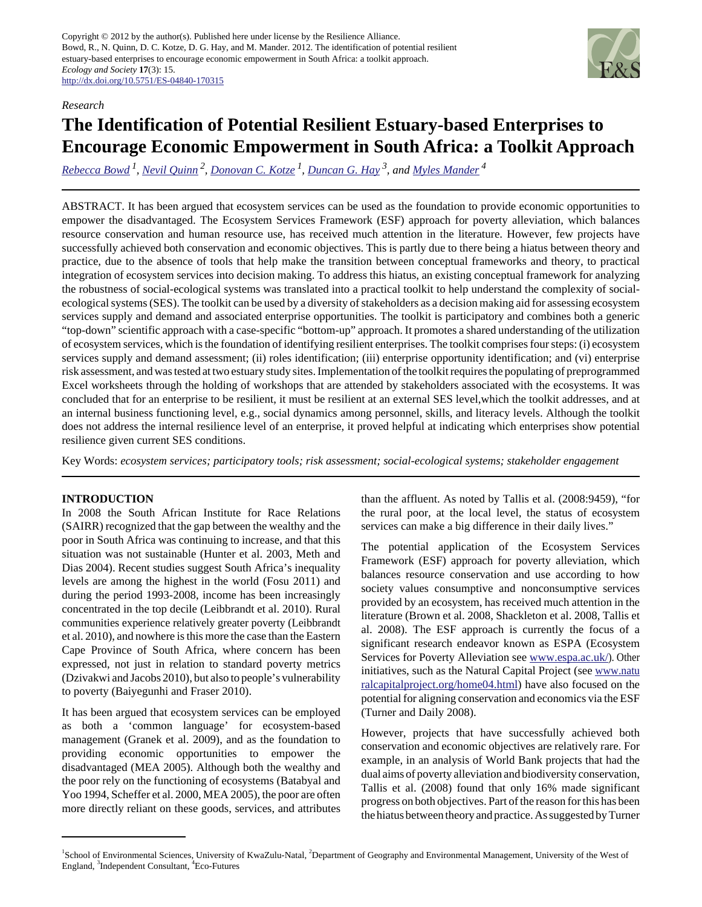Copyright © 2012 by the author(s). Published here under license by the Resilience Alliance.
Bowd, R., N. Quinn, D. C. Kotze, D. G. Hay, and M. Mander. 2012. The identification of potential resilient estuary-based enterprises to encourage economic empowerment in South Africa: a toolkit approach. *Ecology and Society* **17**(3): 15.
http://dx.doi.org/10.5751/ES-04840-170315

*Research*

# The Identification of Potential Resilient Estuary-based Enterprises to Encourage Economic Empowerment in South Africa: a Toolkit Approach

Rebecca Bowd [1], Nevil Quinn [2], Donovan C. Kotze [1], Duncan G. Hay [3], and Myles Mander [4]

ABSTRACT. It has been argued that ecosystem services can be used as the foundation to provide economic opportunities to empower the disadvantaged. The Ecosystem Services Framework (ESF) approach for poverty alleviation, which balances resource conservation and human resource use, has received much attention in the literature. However, few projects have successfully achieved both conservation and economic objectives. This is partly due to there being a hiatus between theory and practice, due to the absence of tools that help make the transition between conceptual frameworks and theory, to practical integration of ecosystem services into decision making. To address this hiatus, an existing conceptual framework for analyzing the robustness of social-ecological systems was translated into a practical toolkit to help understand the complexity of social-ecological systems (SES). The toolkit can be used by a diversity of stakeholders as a decision making aid for assessing ecosystem services supply and demand and associated enterprise opportunities. The toolkit is participatory and combines both a generic "top-down" scientific approach with a case-specific "bottom-up" approach. It promotes a shared understanding of the utilization of ecosystem services, which is the foundation of identifying resilient enterprises. The toolkit comprises four steps: (i) ecosystem services supply and demand assessment; (ii) roles identification; (iii) enterprise opportunity identification; and (vi) enterprise risk assessment, and was tested at two estuary study sites. Implementation of the toolkit requires the populating of preprogrammed Excel worksheets through the holding of workshops that are attended by stakeholders associated with the ecosystems. It was concluded that for an enterprise to be resilient, it must be resilient at an external SES level,which the toolkit addresses, and at an internal business functioning level, e.g., social dynamics among personnel, skills, and literacy levels. Although the toolkit does not address the internal resilience level of an enterprise, it proved helpful at indicating which enterprises show potential resilience given current SES conditions.

Key Words: *ecosystem services; participatory tools; risk assessment; social-ecological systems; stakeholder engagement*

## INTRODUCTION

In 2008 the South African Institute for Race Relations (SAIRR) recognized that the gap between the wealthy and the poor in South Africa was continuing to increase, and that this situation was not sustainable (Hunter et al. 2003, Meth and Dias 2004). Recent studies suggest South Africa's inequality levels are among the highest in the world (Fosu 2011) and during the period 1993-2008, income has been increasingly concentrated in the top decile (Leibbrandt et al. 2010). Rural communities experience relatively greater poverty (Leibbrandt et al. 2010), and nowhere is this more the case than the Eastern Cape Province of South Africa, where concern has been expressed, not just in relation to standard poverty metrics (Dzivakwi and Jacobs 2010), but also to people's vulnerability to poverty (Baiyegunhi and Fraser 2010).

It has been argued that ecosystem services can be employed as both a 'common language' for ecosystem-based management (Granek et al. 2009), and as the foundation to providing economic opportunities to empower the disadvantaged (MEA 2005). Although both the wealthy and the poor rely on the functioning of ecosystems (Batabyal and Yoo 1994, Scheffer et al. 2000, MEA 2005), the poor are often more directly reliant on these goods, services, and attributes than the affluent. As noted by Tallis et al. (2008:9459), "for the rural poor, at the local level, the status of ecosystem services can make a big difference in their daily lives."

The potential application of the Ecosystem Services Framework (ESF) approach for poverty alleviation, which balances resource conservation and use according to how society values consumptive and nonconsumptive services provided by an ecosystem, has received much attention in the literature (Brown et al. 2008, Shackleton et al. 2008, Tallis et al. 2008). The ESF approach is currently the focus of a significant research endeavor known as ESPA (Ecosystem Services for Poverty Alleviation see www.espa.ac.uk/). Other initiatives, such as the Natural Capital Project (see www.naturalcapitalproject.org/home04.html) have also focused on the potential for aligning conservation and economics via the ESF (Turner and Daily 2008).

However, projects that have successfully achieved both conservation and economic objectives are relatively rare. For example, in an analysis of World Bank projects that had the dual aims of poverty alleviation and biodiversity conservation, Tallis et al. (2008) found that only 16% made significant progress on both objectives. Part of the reason for this has been the hiatus between theory and practice. As suggested by Turner

---

[1]School of Environmental Sciences, University of KwaZulu-Natal, [2]Department of Geography and Environmental Management, University of the West of England, [3]Independent Consultant, [4]Eco-Futures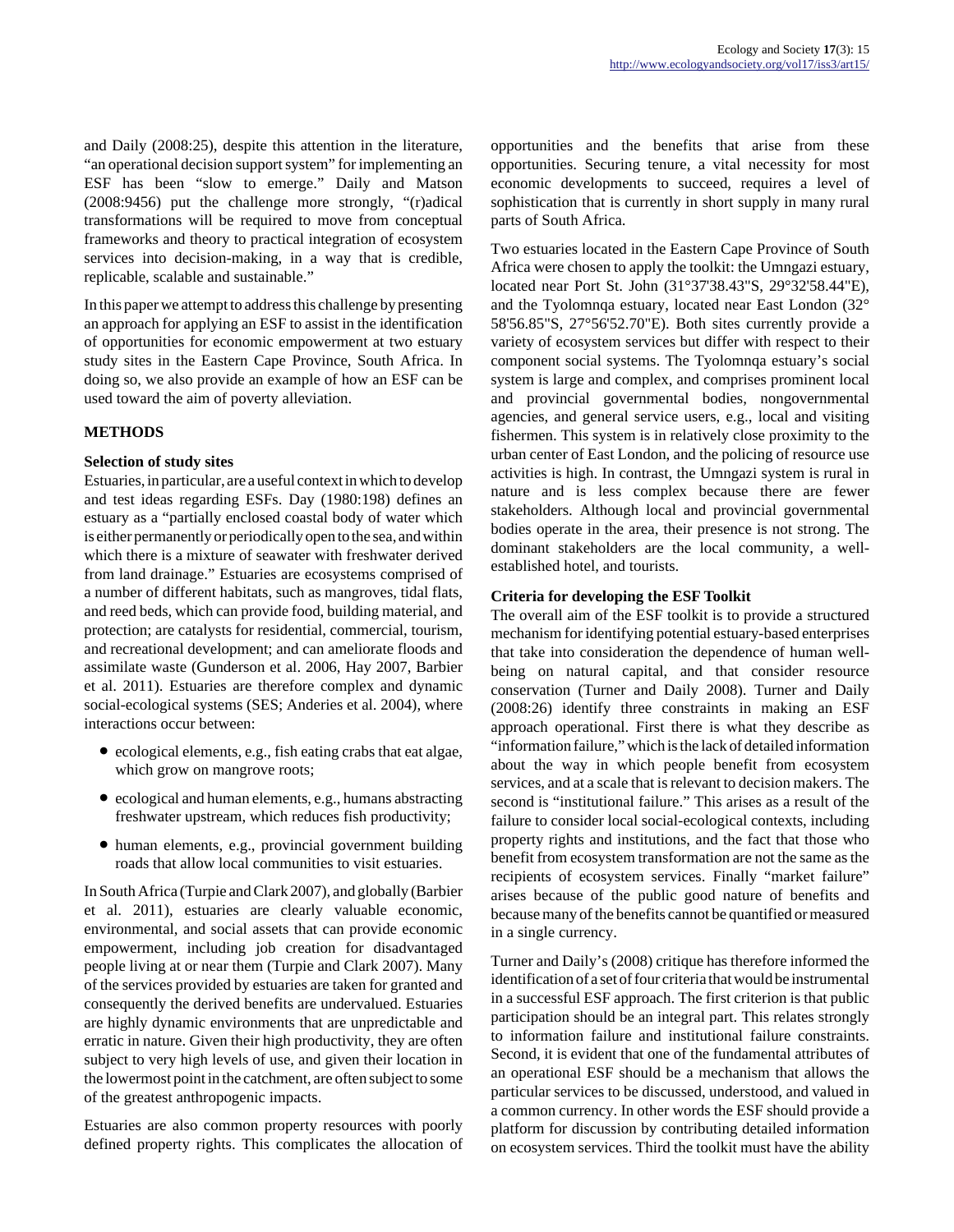and Daily (2008:25), despite this attention in the literature, "an operational decision support system" for implementing an ESF has been "slow to emerge." Daily and Matson (2008:9456) put the challenge more strongly, "(r)adical transformations will be required to move from conceptual frameworks and theory to practical integration of ecosystem services into decision-making, in a way that is credible, replicable, scalable and sustainable."

In this paper we attempt to address this challenge by presenting an approach for applying an ESF to assist in the identification of opportunities for economic empowerment at two estuary study sites in the Eastern Cape Province, South Africa. In doing so, we also provide an example of how an ESF can be used toward the aim of poverty alleviation.

## METHODS

### Selection of study sites

Estuaries, in particular, are a useful context in which to develop and test ideas regarding ESFs. Day (1980:198) defines an estuary as a "partially enclosed coastal body of water which is either permanently or periodically open to the sea, and within which there is a mixture of seawater with freshwater derived from land drainage." Estuaries are ecosystems comprised of a number of different habitats, such as mangroves, tidal flats, and reed beds, which can provide food, building material, and protection; are catalysts for residential, commercial, tourism, and recreational development; and can ameliorate floods and assimilate waste (Gunderson et al. 2006, Hay 2007, Barbier et al. 2011). Estuaries are therefore complex and dynamic social-ecological systems (SES; Anderies et al. 2004), where interactions occur between:

- ecological elements, e.g., fish eating crabs that eat algae, which grow on mangrove roots;
- ecological and human elements, e.g., humans abstracting freshwater upstream, which reduces fish productivity;
- human elements, e.g., provincial government building roads that allow local communities to visit estuaries.

In South Africa (Turpie and Clark 2007), and globally (Barbier et al. 2011), estuaries are clearly valuable economic, environmental, and social assets that can provide economic empowerment, including job creation for disadvantaged people living at or near them (Turpie and Clark 2007). Many of the services provided by estuaries are taken for granted and consequently the derived benefits are undervalued. Estuaries are highly dynamic environments that are unpredictable and erratic in nature. Given their high productivity, they are often subject to very high levels of use, and given their location in the lowermost point in the catchment, are often subject to some of the greatest anthropogenic impacts.

Estuaries are also common property resources with poorly defined property rights. This complicates the allocation of opportunities and the benefits that arise from these opportunities. Securing tenure, a vital necessity for most economic developments to succeed, requires a level of sophistication that is currently in short supply in many rural parts of South Africa.

Two estuaries located in the Eastern Cape Province of South Africa were chosen to apply the toolkit: the Umngazi estuary, located near Port St. John (31°37'38.43"S, 29°32'58.44"E), and the Tyolomnqa estuary, located near East London (32° 58'56.85"S, 27°56'52.70"E). Both sites currently provide a variety of ecosystem services but differ with respect to their component social systems. The Tyolomnqa estuary's social system is large and complex, and comprises prominent local and provincial governmental bodies, nongovernmental agencies, and general service users, e.g., local and visiting fishermen. This system is in relatively close proximity to the urban center of East London, and the policing of resource use activities is high. In contrast, the Umngazi system is rural in nature and is less complex because there are fewer stakeholders. Although local and provincial governmental bodies operate in the area, their presence is not strong. The dominant stakeholders are the local community, a well-established hotel, and tourists.

### Criteria for developing the ESF Toolkit

The overall aim of the ESF toolkit is to provide a structured mechanism for identifying potential estuary-based enterprises that take into consideration the dependence of human well-being on natural capital, and that consider resource conservation (Turner and Daily 2008). Turner and Daily (2008:26) identify three constraints in making an ESF approach operational. First there is what they describe as "information failure," which is the lack of detailed information about the way in which people benefit from ecosystem services, and at a scale that is relevant to decision makers. The second is "institutional failure." This arises as a result of the failure to consider local social-ecological contexts, including property rights and institutions, and the fact that those who benefit from ecosystem transformation are not the same as the recipients of ecosystem services. Finally "market failure" arises because of the public good nature of benefits and because many of the benefits cannot be quantified or measured in a single currency.

Turner and Daily's (2008) critique has therefore informed the identification of a set of four criteria that would be instrumental in a successful ESF approach. The first criterion is that public participation should be an integral part. This relates strongly to information failure and institutional failure constraints. Second, it is evident that one of the fundamental attributes of an operational ESF should be a mechanism that allows the particular services to be discussed, understood, and valued in a common currency. In other words the ESF should provide a platform for discussion by contributing detailed information on ecosystem services. Third the toolkit must have the ability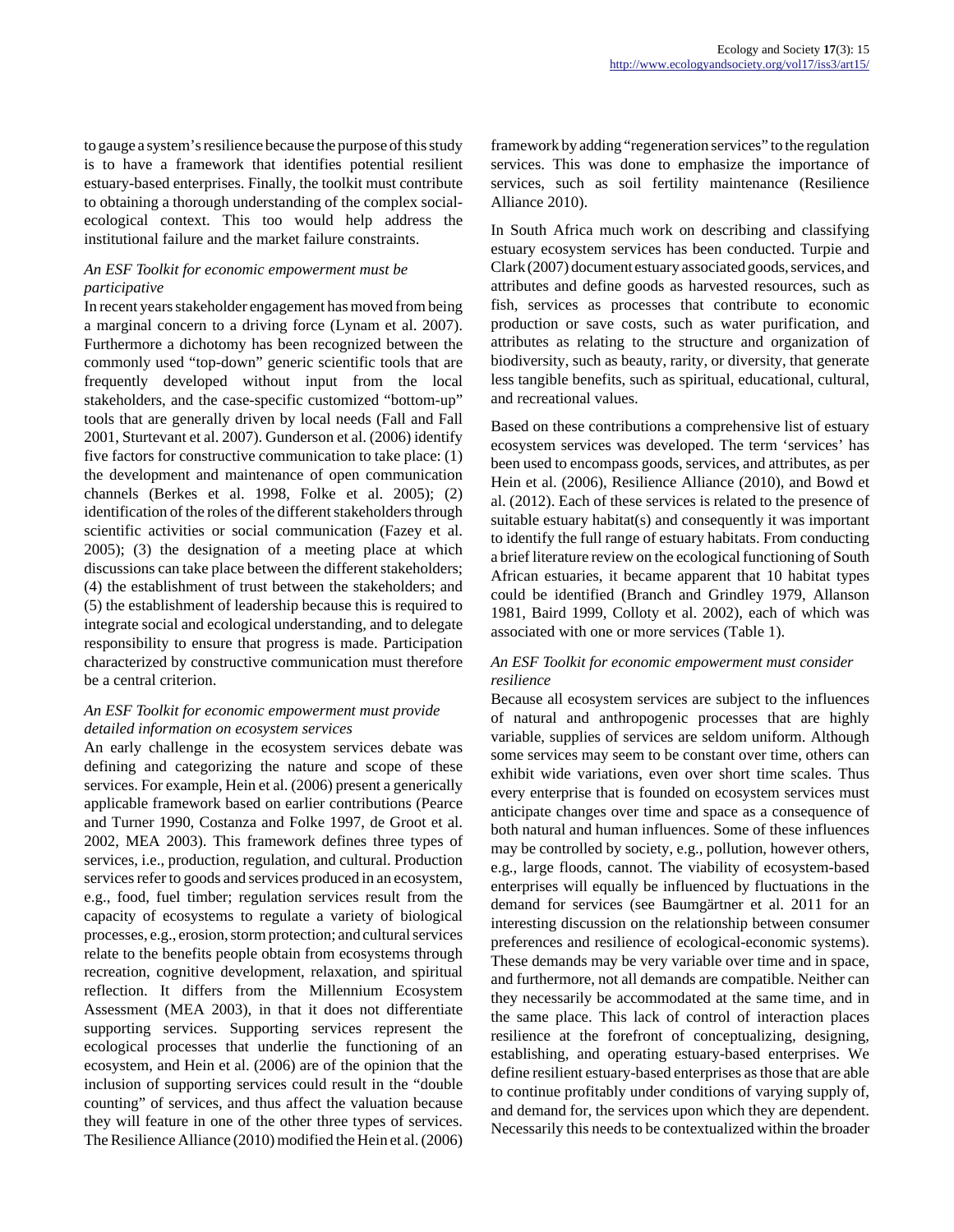to gauge a system's resilience because the purpose of this study is to have a framework that identifies potential resilient estuary-based enterprises. Finally, the toolkit must contribute to obtaining a thorough understanding of the complex social-ecological context. This too would help address the institutional failure and the market failure constraints.

### *An ESF Toolkit for economic empowerment must be participative*

In recent years stakeholder engagement has moved from being a marginal concern to a driving force (Lynam et al. 2007). Furthermore a dichotomy has been recognized between the commonly used "top-down" generic scientific tools that are frequently developed without input from the local stakeholders, and the case-specific customized "bottom-up" tools that are generally driven by local needs (Fall and Fall 2001, Sturtevant et al. 2007). Gunderson et al. (2006) identify five factors for constructive communication to take place: (1) the development and maintenance of open communication channels (Berkes et al. 1998, Folke et al. 2005); (2) identification of the roles of the different stakeholders through scientific activities or social communication (Fazey et al. 2005); (3) the designation of a meeting place at which discussions can take place between the different stakeholders; (4) the establishment of trust between the stakeholders; and (5) the establishment of leadership because this is required to integrate social and ecological understanding, and to delegate responsibility to ensure that progress is made. Participation characterized by constructive communication must therefore be a central criterion.

### *An ESF Toolkit for economic empowerment must provide detailed information on ecosystem services*

An early challenge in the ecosystem services debate was defining and categorizing the nature and scope of these services. For example, Hein et al. (2006) present a generically applicable framework based on earlier contributions (Pearce and Turner 1990, Costanza and Folke 1997, de Groot et al. 2002, MEA 2003). This framework defines three types of services, i.e., production, regulation, and cultural. Production services refer to goods and services produced in an ecosystem, e.g., food, fuel timber; regulation services result from the capacity of ecosystems to regulate a variety of biological processes, e.g., erosion, storm protection; and cultural services relate to the benefits people obtain from ecosystems through recreation, cognitive development, relaxation, and spiritual reflection. It differs from the Millennium Ecosystem Assessment (MEA 2003), in that it does not differentiate supporting services. Supporting services represent the ecological processes that underlie the functioning of an ecosystem, and Hein et al. (2006) are of the opinion that the inclusion of supporting services could result in the "double counting" of services, and thus affect the valuation because they will feature in one of the other three types of services. The Resilience Alliance (2010) modified the Hein et al. (2006) framework by adding "regeneration services" to the regulation services. This was done to emphasize the importance of services, such as soil fertility maintenance (Resilience Alliance 2010).

In South Africa much work on describing and classifying estuary ecosystem services has been conducted. Turpie and Clark (2007) document estuary associated goods, services, and attributes and define goods as harvested resources, such as fish, services as processes that contribute to economic production or save costs, such as water purification, and attributes as relating to the structure and organization of biodiversity, such as beauty, rarity, or diversity, that generate less tangible benefits, such as spiritual, educational, cultural, and recreational values.

Based on these contributions a comprehensive list of estuary ecosystem services was developed. The term 'services' has been used to encompass goods, services, and attributes, as per Hein et al. (2006), Resilience Alliance (2010), and Bowd et al. (2012). Each of these services is related to the presence of suitable estuary habitat(s) and consequently it was important to identify the full range of estuary habitats. From conducting a brief literature review on the ecological functioning of South African estuaries, it became apparent that 10 habitat types could be identified (Branch and Grindley 1979, Allanson 1981, Baird 1999, Colloty et al. 2002), each of which was associated with one or more services (Table 1).

### *An ESF Toolkit for economic empowerment must consider resilience*

Because all ecosystem services are subject to the influences of natural and anthropogenic processes that are highly variable, supplies of services are seldom uniform. Although some services may seem to be constant over time, others can exhibit wide variations, even over short time scales. Thus every enterprise that is founded on ecosystem services must anticipate changes over time and space as a consequence of both natural and human influences. Some of these influences may be controlled by society, e.g., pollution, however others, e.g., large floods, cannot. The viability of ecosystem-based enterprises will equally be influenced by fluctuations in the demand for services (see Baumgärtner et al. 2011 for an interesting discussion on the relationship between consumer preferences and resilience of ecological-economic systems). These demands may be very variable over time and in space, and furthermore, not all demands are compatible. Neither can they necessarily be accommodated at the same time, and in the same place. This lack of control of interaction places resilience at the forefront of conceptualizing, designing, establishing, and operating estuary-based enterprises. We define resilient estuary-based enterprises as those that are able to continue profitably under conditions of varying supply of, and demand for, the services upon which they are dependent. Necessarily this needs to be contextualized within the broader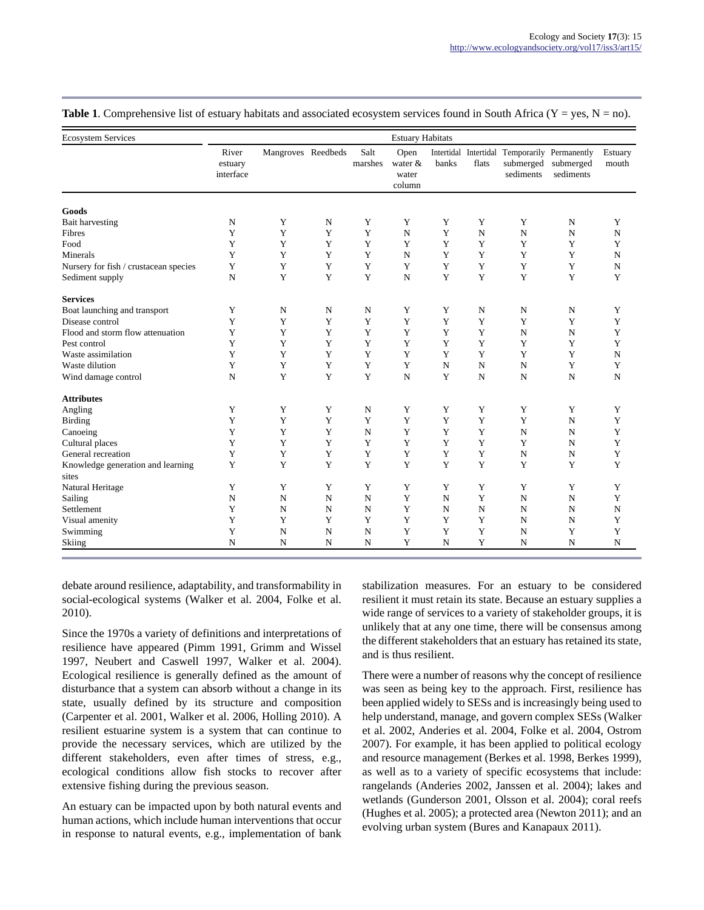**Table 1**. Comprehensive list of estuary habitats and associated ecosystem services found in South Africa (Y = yes, N = no).

| Ecosystem Services | Estuary Habitats | | | | | | | | | |
|---|---|---|---|---|---|---|---|---|---|---|
| | River estuary interface | Mangroves | Reedbeds | Salt marshes | Open water & water column | Intertidal banks | Intertidal flats | Temporarily submerged sediments | Permanently submerged sediments | Estuary mouth |
| **Goods** | | | | | | | | | | |
| Bait harvesting | N | Y | N | Y | Y | Y | Y | Y | N | Y |
| Fibres | Y | Y | Y | Y | N | Y | N | N | N | N |
| Food | Y | Y | Y | Y | Y | Y | Y | Y | Y | Y |
| Minerals | Y | Y | Y | Y | N | Y | Y | Y | Y | N |
| Nursery for fish / crustacean species | Y | Y | Y | Y | Y | Y | Y | Y | Y | N |
| Sediment supply | N | Y | Y | Y | N | Y | Y | Y | Y | Y |
| **Services** | | | | | | | | | | |
| Boat launching and transport | Y | N | N | N | Y | Y | N | N | N | Y |
| Disease control | Y | Y | Y | Y | Y | Y | Y | Y | Y | Y |
| Flood and storm flow attenuation | Y | Y | Y | Y | Y | Y | Y | N | N | Y |
| Pest control | Y | Y | Y | Y | Y | Y | Y | Y | Y | Y |
| Waste assimilation | Y | Y | Y | Y | Y | Y | Y | Y | Y | N |
| Waste dilution | Y | Y | Y | Y | Y | N | N | N | Y | Y |
| Wind damage control | N | Y | Y | Y | N | Y | N | N | N | N |
| **Attributes** | | | | | | | | | | |
| Angling | Y | Y | Y | N | Y | Y | Y | Y | Y | Y |
| Birding | Y | Y | Y | Y | Y | Y | Y | Y | N | Y |
| Canoeing | Y | Y | Y | N | Y | Y | Y | N | N | Y |
| Cultural places | Y | Y | Y | Y | Y | Y | Y | Y | N | Y |
| General recreation | Y | Y | Y | Y | Y | Y | Y | N | N | Y |
| Knowledge generation and learning sites | Y | Y | Y | Y | Y | Y | Y | Y | Y | Y |
| Natural Heritage | Y | Y | Y | Y | Y | Y | Y | Y | Y | Y |
| Sailing | N | N | N | N | Y | N | Y | N | N | Y |
| Settlement | Y | N | N | N | Y | N | N | N | N | N |
| Visual amenity | Y | Y | Y | Y | Y | Y | Y | N | N | Y |
| Swimming | Y | N | N | N | Y | Y | Y | N | Y | Y |
| Skiing | N | N | N | N | Y | N | Y | N | N | N |

debate around resilience, adaptability, and transformability in social-ecological systems (Walker et al. 2004, Folke et al. 2010).

Since the 1970s a variety of definitions and interpretations of resilience have appeared (Pimm 1991, Grimm and Wissel 1997, Neubert and Caswell 1997, Walker et al. 2004). Ecological resilience is generally defined as the amount of disturbance that a system can absorb without a change in its state, usually defined by its structure and composition (Carpenter et al. 2001, Walker et al. 2006, Holling 2010). A resilient estuarine system is a system that can continue to provide the necessary services, which are utilized by the different stakeholders, even after times of stress, e.g., ecological conditions allow fish stocks to recover after extensive fishing during the previous season.

An estuary can be impacted upon by both natural events and human actions, which include human interventions that occur in response to natural events, e.g., implementation of bank stabilization measures. For an estuary to be considered resilient it must retain its state. Because an estuary supplies a wide range of services to a variety of stakeholder groups, it is unlikely that at any one time, there will be consensus among the different stakeholders that an estuary has retained its state, and is thus resilient.

There were a number of reasons why the concept of resilience was seen as being key to the approach. First, resilience has been applied widely to SESs and is increasingly being used to help understand, manage, and govern complex SESs (Walker et al. 2002, Anderies et al. 2004, Folke et al. 2004, Ostrom 2007). For example, it has been applied to political ecology and resource management (Berkes et al. 1998, Berkes 1999), as well as to a variety of specific ecosystems that include: rangelands (Anderies 2002, Janssen et al. 2004); lakes and wetlands (Gunderson 2001, Olsson et al. 2004); coral reefs (Hughes et al. 2005); a protected area (Newton 2011); and an evolving urban system (Bures and Kanapaux 2011).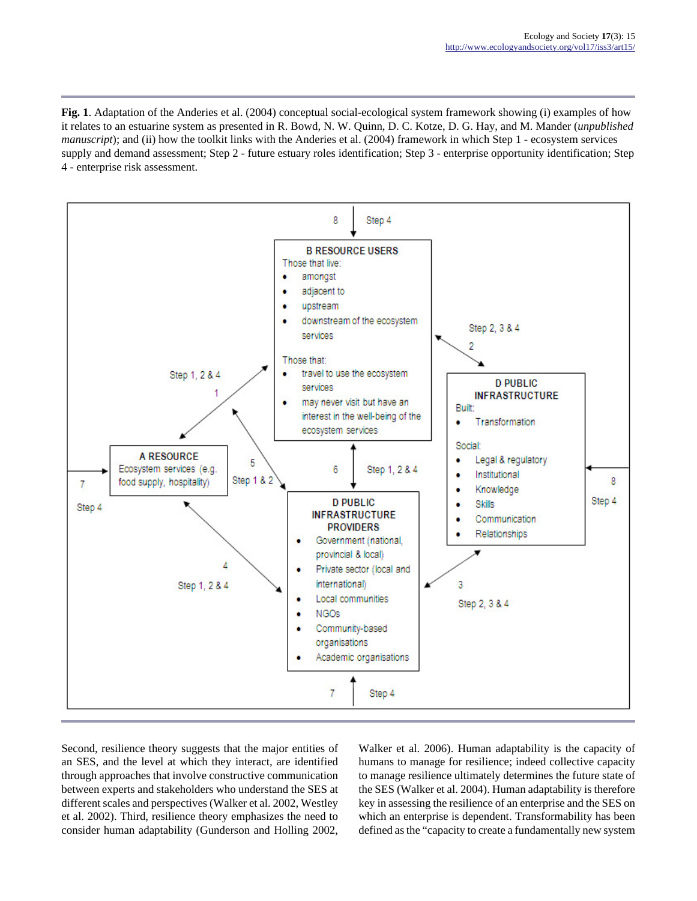**Fig. 1**. Adaptation of the Anderies et al. (2004) conceptual social-ecological system framework showing (i) examples of how it relates to an estuarine system as presented in R. Bowd, N. W. Quinn, D. C. Kotze, D. G. Hay, and M. Mander (*unpublished manuscript*); and (ii) how the toolkit links with the Anderies et al. (2004) framework in which Step 1 - ecosystem services supply and demand assessment; Step 2 - future estuary roles identification; Step 3 - enterprise opportunity identification; Step 4 - enterprise risk assessment.

**B RESOURCE USERS**

Those that live:

- amongst
- adjacent to
- upstream
- downstream of the ecosystem services

Those that:

- travel to use the ecosystem services
- may never visit but have an interest in the well-being of the ecosystem services

**A RESOURCE**

Ecosystem services (e.g. food supply, hospitality)

**D PUBLIC INFRASTRUCTURE**

Built:

- Transformation

Social:

- Legal & regulatory
- Institutional
- Knowledge
- Skills
- Communication
- Relationships

**D PUBLIC INFRASTRUCTURE PROVIDERS**

- Government (national, provincial & local)
- Private sector (local and international)
- Local communities
- NGOs
- Community-based organisations
- Academic organisations

Links: 1 – Step 1, 2 & 4; 2 – Step 2, 3 & 4; 3 – Step 2, 3 & 4; 4 – Step 1, 2 & 4; 5 – Step 1 & 2; 6 – Step 1, 2 & 4; 7 – Step 4; 8 – Step 4

Second, resilience theory suggests that the major entities of an SES, and the level at which they interact, are identified through approaches that involve constructive communication between experts and stakeholders who understand the SES at different scales and perspectives (Walker et al. 2002, Westley et al. 2002). Third, resilience theory emphasizes the need to consider human adaptability (Gunderson and Holling 2002, Walker et al. 2006). Human adaptability is the capacity of humans to manage for resilience; indeed collective capacity to manage resilience ultimately determines the future state of the SES (Walker et al. 2004). Human adaptability is therefore key in assessing the resilience of an enterprise and the SES on which an enterprise is dependent. Transformability has been defined as the "capacity to create a fundamentally new system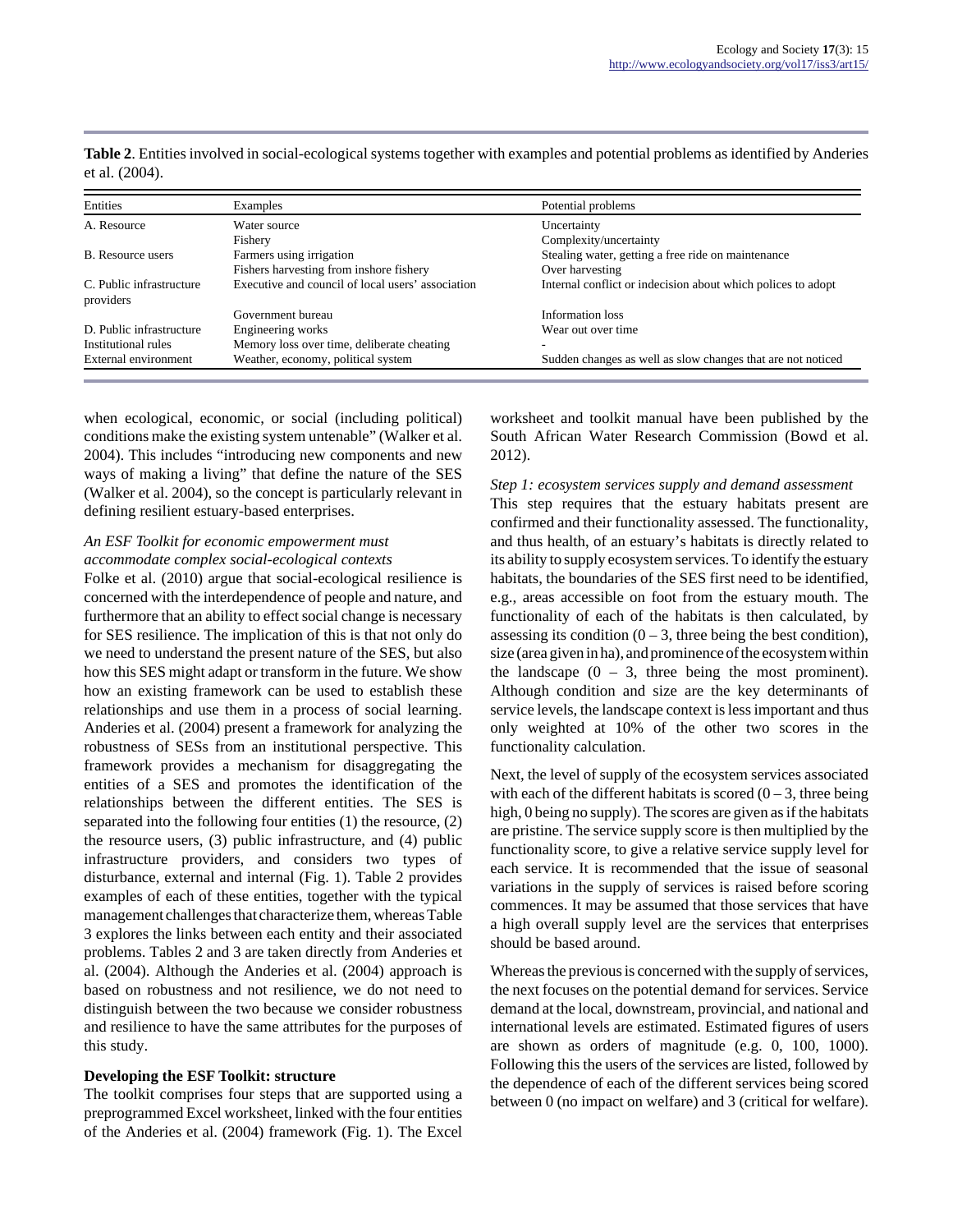**Table 2**. Entities involved in social-ecological systems together with examples and potential problems as identified by Anderies et al. (2004).

| Entities | Examples | Potential problems |
|---|---|---|
| A. Resource | Water source | Uncertainty |
| | Fishery | Complexity/uncertainty |
| B. Resource users | Farmers using irrigation | Stealing water, getting a free ride on maintenance |
| | Fishers harvesting from inshore fishery | Over harvesting |
| C. Public infrastructure providers | Executive and council of local users' association | Internal conflict or indecision about which polices to adopt |
| | Government bureau | Information loss |
| D. Public infrastructure | Engineering works | Wear out over time |
| Institutional rules | Memory loss over time, deliberate cheating | - |
| External environment | Weather, economy, political system | Sudden changes as well as slow changes that are not noticed |

when ecological, economic, or social (including political) conditions make the existing system untenable" (Walker et al. 2004). This includes "introducing new components and new ways of making a living" that define the nature of the SES (Walker et al. 2004), so the concept is particularly relevant in defining resilient estuary-based enterprises.

*An ESF Toolkit for economic empowerment must accommodate complex social-ecological contexts*

Folke et al. (2010) argue that social-ecological resilience is concerned with the interdependence of people and nature, and furthermore that an ability to effect social change is necessary for SES resilience. The implication of this is that not only do we need to understand the present nature of the SES, but also how this SES might adapt or transform in the future. We show how an existing framework can be used to establish these relationships and use them in a process of social learning. Anderies et al. (2004) present a framework for analyzing the robustness of SESs from an institutional perspective. This framework provides a mechanism for disaggregating the entities of a SES and promotes the identification of the relationships between the different entities. The SES is separated into the following four entities (1) the resource, (2) the resource users, (3) public infrastructure, and (4) public infrastructure providers, and considers two types of disturbance, external and internal (Fig. 1). Table 2 provides examples of each of these entities, together with the typical management challenges that characterize them, whereas Table 3 explores the links between each entity and their associated problems. Tables 2 and 3 are taken directly from Anderies et al. (2004). Although the Anderies et al. (2004) approach is based on robustness and not resilience, we do not need to distinguish between the two because we consider robustness and resilience to have the same attributes for the purposes of this study.

**Developing the ESF Toolkit: structure**

The toolkit comprises four steps that are supported using a preprogrammed Excel worksheet, linked with the four entities of the Anderies et al. (2004) framework (Fig. 1). The Excel worksheet and toolkit manual have been published by the South African Water Research Commission (Bowd et al. 2012).

*Step 1: ecosystem services supply and demand assessment*

This step requires that the estuary habitats present are confirmed and their functionality assessed. The functionality, and thus health, of an estuary's habitats is directly related to its ability to supply ecosystem services. To identify the estuary habitats, the boundaries of the SES first need to be identified, e.g., areas accessible on foot from the estuary mouth. The functionality of each of the habitats is then calculated, by assessing its condition (0 – 3, three being the best condition), size (area given in ha), and prominence of the ecosystem within the landscape (0 – 3, three being the most prominent). Although condition and size are the key determinants of service levels, the landscape context is less important and thus only weighted at 10% of the other two scores in the functionality calculation.

Next, the level of supply of the ecosystem services associated with each of the different habitats is scored (0 – 3, three being high, 0 being no supply). The scores are given as if the habitats are pristine. The service supply score is then multiplied by the functionality score, to give a relative service supply level for each service. It is recommended that the issue of seasonal variations in the supply of services is raised before scoring commences. It may be assumed that those services that have a high overall supply level are the services that enterprises should be based around.

Whereas the previous is concerned with the supply of services, the next focuses on the potential demand for services. Service demand at the local, downstream, provincial, and national and international levels are estimated. Estimated figures of users are shown as orders of magnitude (e.g. 0, 100, 1000). Following this the users of the services are listed, followed by the dependence of each of the different services being scored between 0 (no impact on welfare) and 3 (critical for welfare).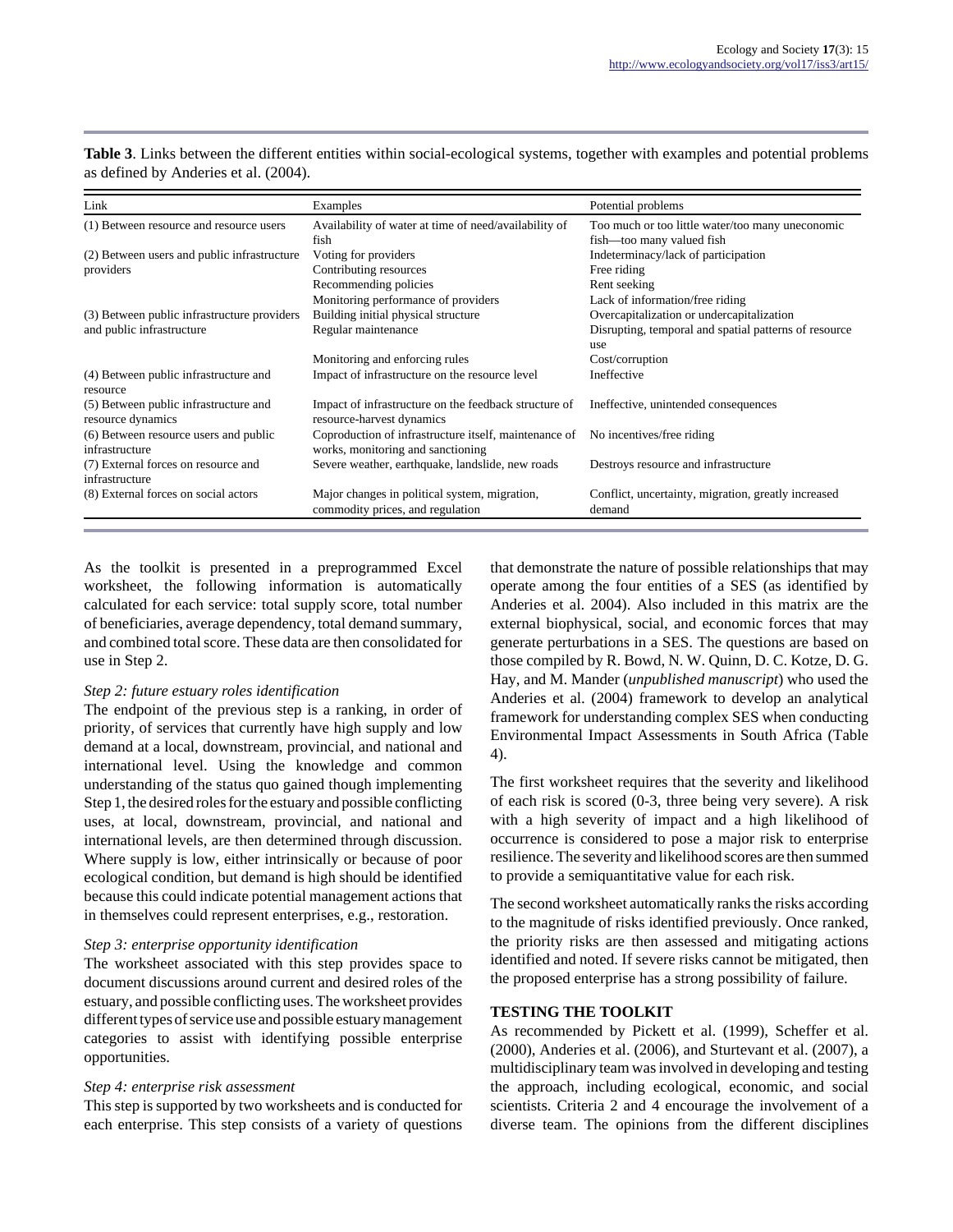**Table 3**. Links between the different entities within social-ecological systems, together with examples and potential problems as defined by Anderies et al. (2004).

| Link | Examples | Potential problems |
|---|---|---|
| (1) Between resource and resource users | Availability of water at time of need/availability of fish | Too much or too little water/too many uneconomic fish—too many valued fish |
| (2) Between users and public infrastructure providers | Voting for providers | Indeterminacy/lack of participation |
| | Contributing resources | Free riding |
| | Recommending policies | Rent seeking |
| | Monitoring performance of providers | Lack of information/free riding |
| (3) Between public infrastructure providers and public infrastructure | Building initial physical structure | Overcapitalization or undercapitalization |
| | Regular maintenance | Disrupting, temporal and spatial patterns of resource use |
| | Monitoring and enforcing rules | Cost/corruption |
| (4) Between public infrastructure and resource | Impact of infrastructure on the resource level | Ineffective |
| (5) Between public infrastructure and resource dynamics | Impact of infrastructure on the feedback structure of resource-harvest dynamics | Ineffective, unintended consequences |
| (6) Between resource users and public infrastructure | Coproduction of infrastructure itself, maintenance of works, monitoring and sanctioning | No incentives/free riding |
| (7) External forces on resource and infrastructure | Severe weather, earthquake, landslide, new roads | Destroys resource and infrastructure |
| (8) External forces on social actors | Major changes in political system, migration, commodity prices, and regulation | Conflict, uncertainty, migration, greatly increased demand |

As the toolkit is presented in a preprogrammed Excel worksheet, the following information is automatically calculated for each service: total supply score, total number of beneficiaries, average dependency, total demand summary, and combined total score. These data are then consolidated for use in Step 2.

*Step 2: future estuary roles identification*

The endpoint of the previous step is a ranking, in order of priority, of services that currently have high supply and low demand at a local, downstream, provincial, and national and international level. Using the knowledge and common understanding of the status quo gained though implementing Step 1, the desired roles for the estuary and possible conflicting uses, at local, downstream, provincial, and national and international levels, are then determined through discussion. Where supply is low, either intrinsically or because of poor ecological condition, but demand is high should be identified because this could indicate potential management actions that in themselves could represent enterprises, e.g., restoration.

*Step 3: enterprise opportunity identification*

The worksheet associated with this step provides space to document discussions around current and desired roles of the estuary, and possible conflicting uses. The worksheet provides different types of service use and possible estuary management categories to assist with identifying possible enterprise opportunities.

*Step 4: enterprise risk assessment*

This step is supported by two worksheets and is conducted for each enterprise. This step consists of a variety of questions that demonstrate the nature of possible relationships that may operate among the four entities of a SES (as identified by Anderies et al. 2004). Also included in this matrix are the external biophysical, social, and economic forces that may generate perturbations in a SES. The questions are based on those compiled by R. Bowd, N. W. Quinn, D. C. Kotze, D. G. Hay, and M. Mander (*unpublished manuscript*) who used the Anderies et al. (2004) framework to develop an analytical framework for understanding complex SES when conducting Environmental Impact Assessments in South Africa (Table 4).

The first worksheet requires that the severity and likelihood of each risk is scored (0-3, three being very severe). A risk with a high severity of impact and a high likelihood of occurrence is considered to pose a major risk to enterprise resilience. The severity and likelihood scores are then summed to provide a semiquantitative value for each risk.

The second worksheet automatically ranks the risks according to the magnitude of risks identified previously. Once ranked, the priority risks are then assessed and mitigating actions identified and noted. If severe risks cannot be mitigated, then the proposed enterprise has a strong possibility of failure.

## TESTING THE TOOLKIT

As recommended by Pickett et al. (1999), Scheffer et al. (2000), Anderies et al. (2006), and Sturtevant et al. (2007), a multidisciplinary team was involved in developing and testing the approach, including ecological, economic, and social scientists. Criteria 2 and 4 encourage the involvement of a diverse team. The opinions from the different disciplines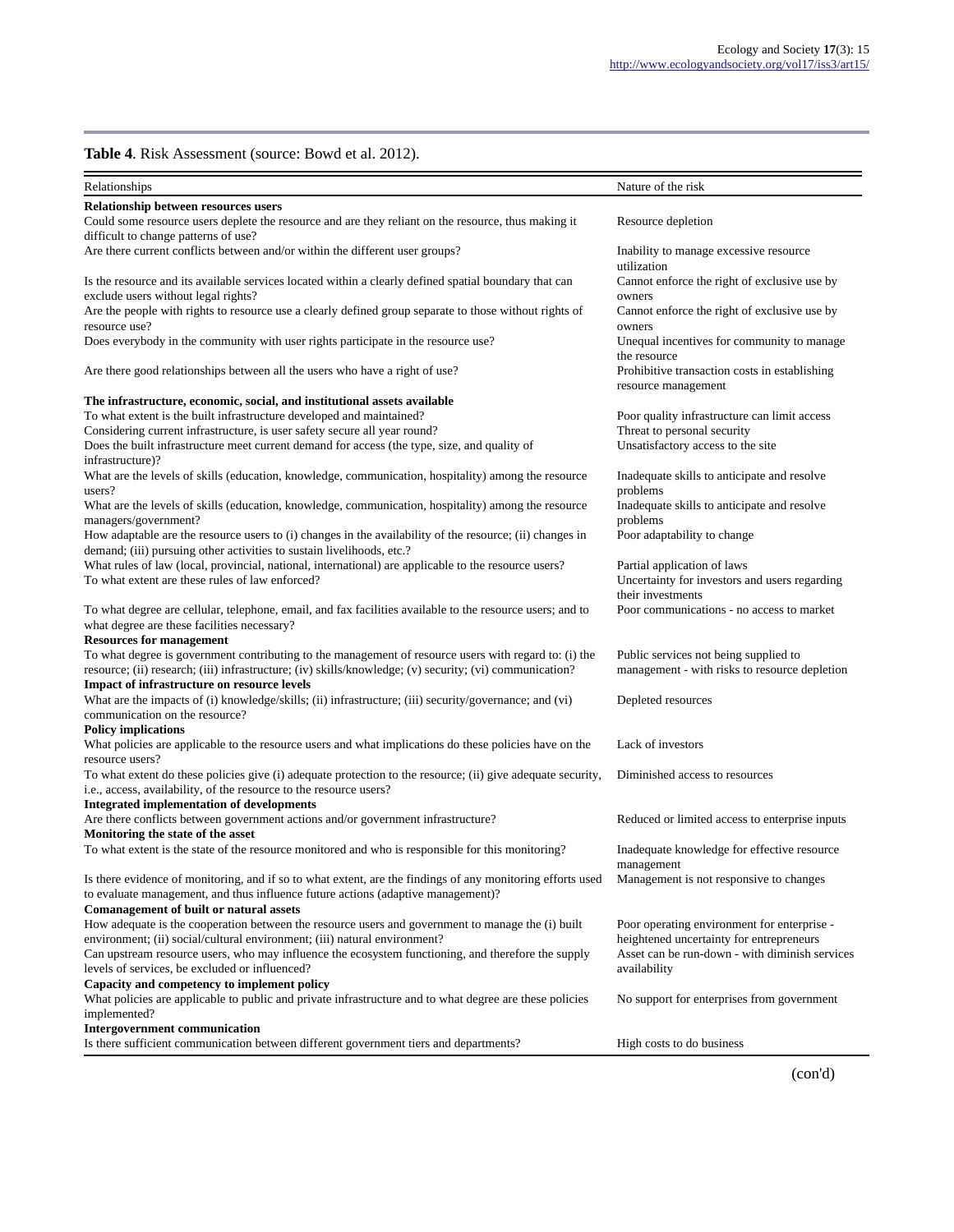**Table 4**. Risk Assessment (source: Bowd et al. 2012).

| Relationships | Nature of the risk |
|---|---|
| **Relationship between resources users** | |
| Could some resource users deplete the resource and are they reliant on the resource, thus making it difficult to change patterns of use? | Resource depletion |
| Are there current conflicts between and/or within the different user groups? | Inability to manage excessive resource utilization |
| Is the resource and its available services located within a clearly defined spatial boundary that can exclude users without legal rights? | Cannot enforce the right of exclusive use by owners |
| Are the people with rights to resource use a clearly defined group separate to those without rights of resource use? | Cannot enforce the right of exclusive use by owners |
| Does everybody in the community with user rights participate in the resource use? | Unequal incentives for community to manage the resource |
| Are there good relationships between all the users who have a right of use? | Prohibitive transaction costs in establishing resource management |
| **The infrastructure, economic, social, and institutional assets available** | |
| To what extent is the built infrastructure developed and maintained? | Poor quality infrastructure can limit access |
| Considering current infrastructure, is user safety secure all year round? | Threat to personal security |
| Does the built infrastructure meet current demand for access (the type, size, and quality of infrastructure)? | Unsatisfactory access to the site |
| What are the levels of skills (education, knowledge, communication, hospitality) among the resource users? | Inadequate skills to anticipate and resolve problems |
| What are the levels of skills (education, knowledge, communication, hospitality) among the resource managers/government? | Inadequate skills to anticipate and resolve problems |
| How adaptable are the resource users to (i) changes in the availability of the resource; (ii) changes in demand; (iii) pursuing other activities to sustain livelihoods, etc.? | Poor adaptability to change |
| What rules of law (local, provincial, national, international) are applicable to the resource users? | Partial application of laws |
| To what extent are these rules of law enforced? | Uncertainty for investors and users regarding their investments |
| To what degree are cellular, telephone, email, and fax facilities available to the resource users; and to what degree are these facilities necessary? | Poor communications - no access to market |
| **Resources for management** | |
| To what degree is government contributing to the management of resource users with regard to: (i) the resource; (ii) research; (iii) infrastructure; (iv) skills/knowledge; (v) security; (vi) communication? | Public services not being supplied to management - with risks to resource depletion |
| **Impact of infrastructure on resource levels** | |
| What are the impacts of (i) knowledge/skills; (ii) infrastructure; (iii) security/governance; and (vi) communication on the resource? | Depleted resources |
| **Policy implications** | |
| What policies are applicable to the resource users and what implications do these policies have on the resource users? | Lack of investors |
| To what extent do these policies give (i) adequate protection to the resource; (ii) give adequate security, i.e., access, availability, of the resource to the resource users? | Diminished access to resources |
| **Integrated implementation of developments** | |
| Are there conflicts between government actions and/or government infrastructure? | Reduced or limited access to enterprise inputs |
| **Monitoring the state of the asset** | |
| To what extent is the state of the resource monitored and who is responsible for this monitoring? | Inadequate knowledge for effective resource management |
| Is there evidence of monitoring, and if so to what extent, are the findings of any monitoring efforts used to evaluate management, and thus influence future actions (adaptive management)? | Management is not responsive to changes |
| **Comanagement of built or natural assets** | |
| How adequate is the cooperation between the resource users and government to manage the (i) built environment; (ii) social/cultural environment; (iii) natural environment? | Poor operating environment for enterprise - heightened uncertainty for entrepreneurs |
| Can upstream resource users, who may influence the ecosystem functioning, and therefore the supply levels of services, be excluded or influenced? | Asset can be run-down - with diminish services availability |
| **Capacity and competency to implement policy** | |
| What policies are applicable to public and private infrastructure and to what degree are these policies implemented? | No support for enterprises from government |
| **Intergovernment communication** | |
| Is there sufficient communication between different government tiers and departments? | High costs to do business |

(con'd)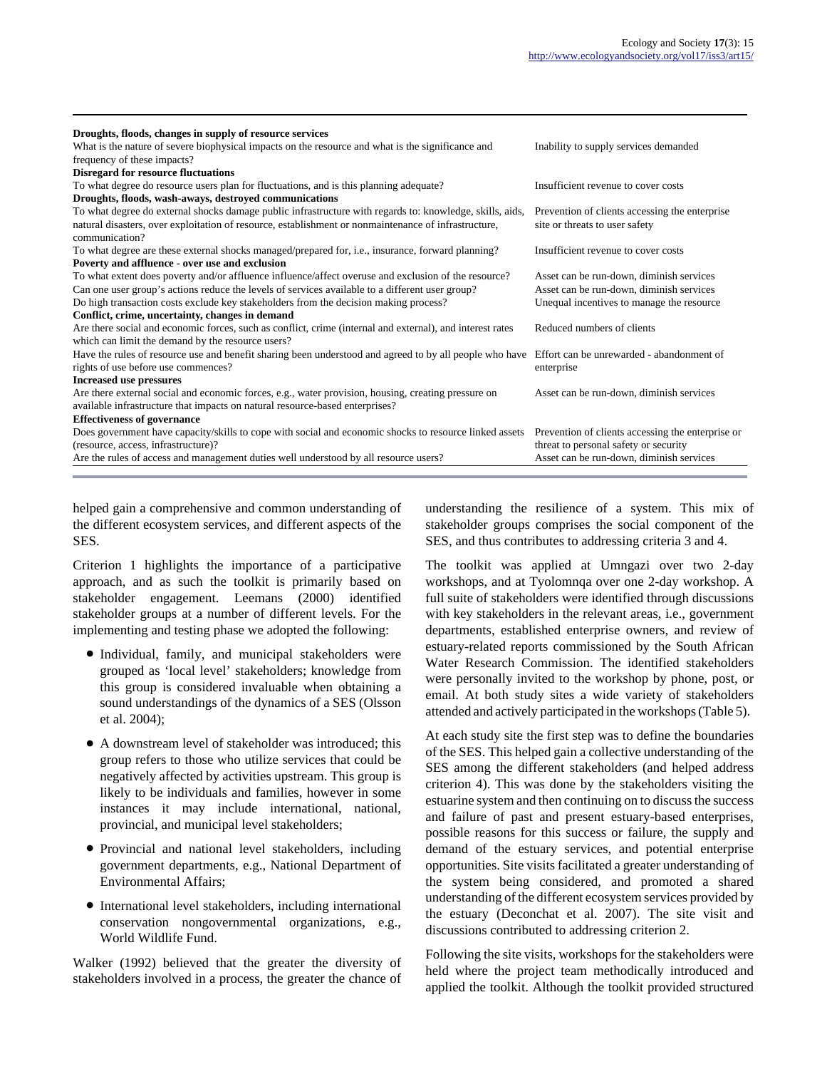| | |
|---|---|
| **Droughts, floods, changes in supply of resource services** | |
| What is the nature of severe biophysical impacts on the resource and what is the significance and frequency of these impacts? | Inability to supply services demanded |
| **Disregard for resource fluctuations** | |
| To what degree do resource users plan for fluctuations, and is this planning adequate? | Insufficient revenue to cover costs |
| **Droughts, floods, wash-aways, destroyed communications** | |
| To what degree do external shocks damage public infrastructure with regards to: knowledge, skills, aids, natural disasters, over exploitation of resource, establishment or nonmaintenance of infrastructure, communication? | Prevention of clients accessing the enterprise site or threats to user safety |
| To what degree are these external shocks managed/prepared for, i.e., insurance, forward planning? | Insufficient revenue to cover costs |
| **Poverty and affluence - over use and exclusion** | |
| To what extent does poverty and/or affluence influence/affect overuse and exclusion of the resource? | Asset can be run-down, diminish services |
| Can one user group's actions reduce the levels of services available to a different user group? | Asset can be run-down, diminish services |
| Do high transaction costs exclude key stakeholders from the decision making process? | Unequal incentives to manage the resource |
| **Conflict, crime, uncertainty, changes in demand** | |
| Are there social and economic forces, such as conflict, crime (internal and external), and interest rates which can limit the demand by the resource users? | Reduced numbers of clients |
| Have the rules of resource use and benefit sharing been understood and agreed to by all people who have rights of use before use commences? | Effort can be unrewarded - abandonment of enterprise |
| **Increased use pressures** | |
| Are there external social and economic forces, e.g., water provision, housing, creating pressure on available infrastructure that impacts on natural resource-based enterprises? | Asset can be run-down, diminish services |
| **Effectiveness of governance** | |
| Does government have capacity/skills to cope with social and economic shocks to resource linked assets (resource, access, infrastructure)? | Prevention of clients accessing the enterprise or threat to personal safety or security |
| Are the rules of access and management duties well understood by all resource users? | Asset can be run-down, diminish services |

helped gain a comprehensive and common understanding of the different ecosystem services, and different aspects of the SES.

Criterion 1 highlights the importance of a participative approach, and as such the toolkit is primarily based on stakeholder engagement. Leemans (2000) identified stakeholder groups at a number of different levels. For the implementing and testing phase we adopted the following:

- Individual, family, and municipal stakeholders were grouped as 'local level' stakeholders; knowledge from this group is considered invaluable when obtaining a sound understandings of the dynamics of a SES (Olsson et al. 2004);
- A downstream level of stakeholder was introduced; this group refers to those who utilize services that could be negatively affected by activities upstream. This group is likely to be individuals and families, however in some instances it may include international, national, provincial, and municipal level stakeholders;
- Provincial and national level stakeholders, including government departments, e.g., National Department of Environmental Affairs;
- International level stakeholders, including international conservation nongovernmental organizations, e.g., World Wildlife Fund.

Walker (1992) believed that the greater the diversity of stakeholders involved in a process, the greater the chance of understanding the resilience of a system. This mix of stakeholder groups comprises the social component of the SES, and thus contributes to addressing criteria 3 and 4.

The toolkit was applied at Umngazi over two 2-day workshops, and at Tyolomnqa over one 2-day workshop. A full suite of stakeholders were identified through discussions with key stakeholders in the relevant areas, i.e., government departments, established enterprise owners, and review of estuary-related reports commissioned by the South African Water Research Commission. The identified stakeholders were personally invited to the workshop by phone, post, or email. At both study sites a wide variety of stakeholders attended and actively participated in the workshops (Table 5).

At each study site the first step was to define the boundaries of the SES. This helped gain a collective understanding of the SES among the different stakeholders (and helped address criterion 4). This was done by the stakeholders visiting the estuarine system and then continuing on to discuss the success and failure of past and present estuary-based enterprises, possible reasons for this success or failure, the supply and demand of the estuary services, and potential enterprise opportunities. Site visits facilitated a greater understanding of the system being considered, and promoted a shared understanding of the different ecosystem services provided by the estuary (Deconchat et al. 2007). The site visit and discussions contributed to addressing criterion 2.

Following the site visits, workshops for the stakeholders were held where the project team methodically introduced and applied the toolkit. Although the toolkit provided structured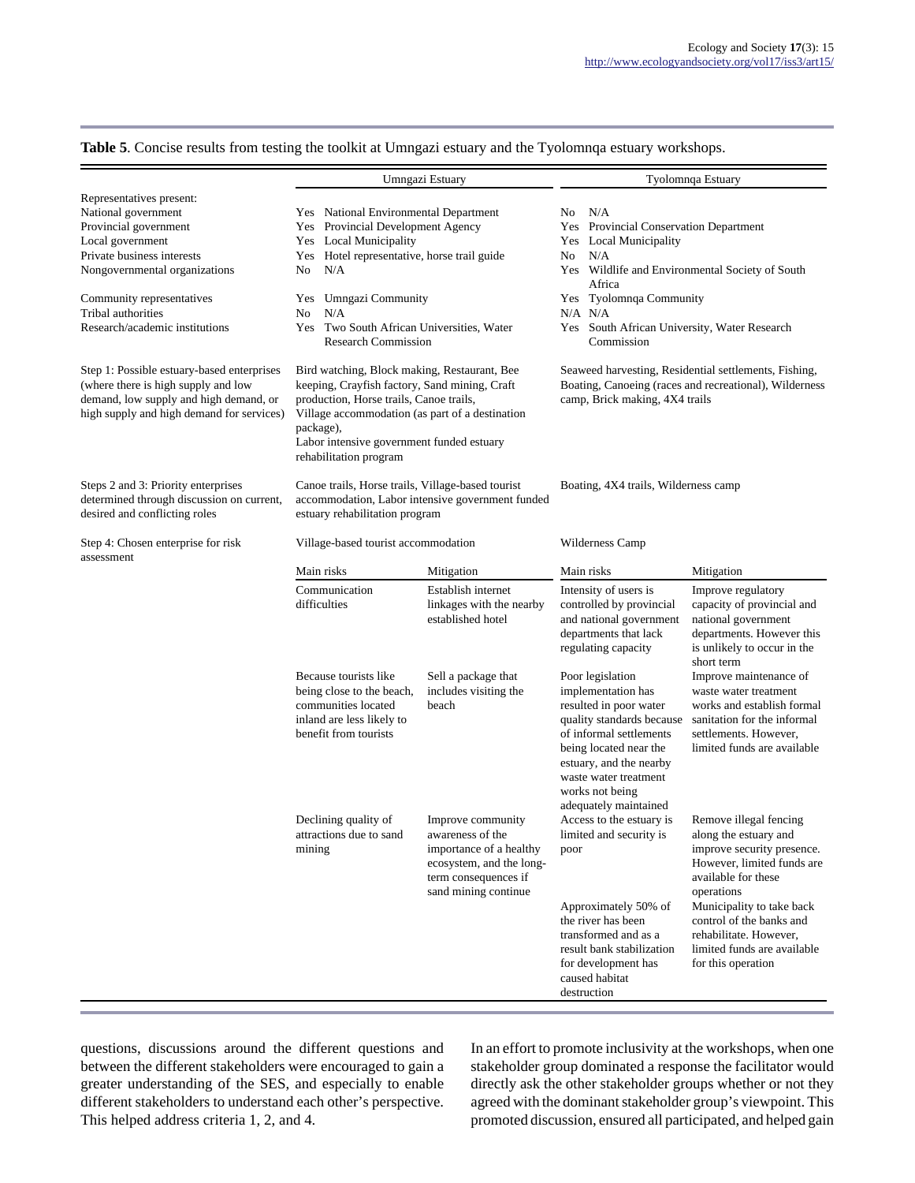**Table 5**. Concise results from testing the toolkit at Umngazi estuary and the Tyolomnqa estuary workshops.

| | Umngazi Estuary | | Tyolomnqa Estuary | |
|---|---|---|---|---|
| Representatives present: | | | | |
| National government | Yes National Environmental Department | | No N/A | |
| Provincial government | Yes Provincial Development Agency | | Yes Provincial Conservation Department | |
| Local government | Yes Local Municipality | | Yes Local Municipality | |
| Private business interests | Yes Hotel representative, horse trail guide | | No N/A | |
| Nongovernmental organizations | No N/A | | Yes Wildlife and Environmental Society of South Africa | |
| Community representatives | Yes Umngazi Community | | Yes Tyolomnqa Community | |
| Tribal authorities | No N/A | | N/A N/A | |
| Research/academic institutions | Yes Two South African Universities, Water Research Commission | | Yes South African University, Water Research Commission | |
| Step 1: Possible estuary-based enterprises (where there is high supply and low demand, low supply and high demand, or high supply and high demand for services) | Bird watching, Block making, Restaurant, Bee keeping, Crayfish factory, Sand mining, Craft production, Horse trails, Canoe trails, Village accommodation (as part of a destination package), Labor intensive government funded estuary rehabilitation program | | Seaweed harvesting, Residential settlements, Fishing, Boating, Canoeing (races and recreational), Wilderness camp, Brick making, 4X4 trails | |
| Steps 2 and 3: Priority enterprises determined through discussion on current, desired and conflicting roles | Canoe trails, Horse trails, Village-based tourist accommodation, Labor intensive government funded estuary rehabilitation program | | Boating, 4X4 trails, Wilderness camp | |
| Step 4: Chosen enterprise for risk assessment | Village-based tourist accommodation | | Wilderness Camp | |
| | Main risks | Mitigation | Main risks | Mitigation |
| | Communication difficulties | Establish internet linkages with the nearby established hotel | Intensity of users is controlled by provincial and national government departments that lack regulating capacity | Improve regulatory capacity of provincial and national government departments. However this is unlikely to occur in the short term |
| | Because tourists like being close to the beach, communities located inland are less likely to benefit from tourists | Sell a package that includes visiting the beach | Poor legislation implementation has resulted in poor water quality standards because of informal settlements being located near the estuary, and the nearby waste water treatment works not being adequately maintained | Improve maintenance of waste water treatment works and establish formal sanitation for the informal settlements. However, limited funds are available |
| | Declining quality of attractions due to sand mining | Improve community awareness of the importance of a healthy ecosystem, and the long-term consequences if sand mining continue | Access to the estuary is limited and security is poor | Remove illegal fencing along the estuary and improve security presence. However, limited funds are available for these operations |
| | | | Approximately 50% of the river has been transformed and as a result bank stabilization for development has caused habitat destruction | Municipality to take back control of the banks and rehabilitate. However, limited funds are available for this operation |

questions, discussions around the different questions and between the different stakeholders were encouraged to gain a greater understanding of the SES, and especially to enable different stakeholders to understand each other's perspective. This helped address criteria 1, 2, and 4.

In an effort to promote inclusivity at the workshops, when one stakeholder group dominated a response the facilitator would directly ask the other stakeholder groups whether or not they agreed with the dominant stakeholder group's viewpoint. This promoted discussion, ensured all participated, and helped gain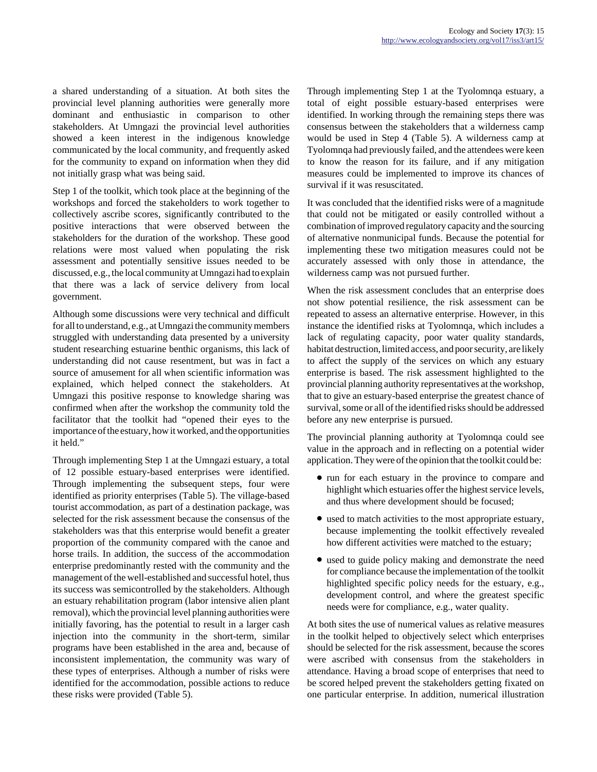a shared understanding of a situation. At both sites the provincial level planning authorities were generally more dominant and enthusiastic in comparison to other stakeholders. At Umngazi the provincial level authorities showed a keen interest in the indigenous knowledge communicated by the local community, and frequently asked for the community to expand on information when they did not initially grasp what was being said.

Step 1 of the toolkit, which took place at the beginning of the workshops and forced the stakeholders to work together to collectively ascribe scores, significantly contributed to the positive interactions that were observed between the stakeholders for the duration of the workshop. These good relations were most valued when populating the risk assessment and potentially sensitive issues needed to be discussed, e.g., the local community at Umngazi had to explain that there was a lack of service delivery from local government.

Although some discussions were very technical and difficult for all to understand, e.g., at Umngazi the community members struggled with understanding data presented by a university student researching estuarine benthic organisms, this lack of understanding did not cause resentment, but was in fact a source of amusement for all when scientific information was explained, which helped connect the stakeholders. At Umngazi this positive response to knowledge sharing was confirmed when after the workshop the community told the facilitator that the toolkit had "opened their eyes to the importance of the estuary, how it worked, and the opportunities it held."

Through implementing Step 1 at the Umngazi estuary, a total of 12 possible estuary-based enterprises were identified. Through implementing the subsequent steps, four were identified as priority enterprises (Table 5). The village-based tourist accommodation, as part of a destination package, was selected for the risk assessment because the consensus of the stakeholders was that this enterprise would benefit a greater proportion of the community compared with the canoe and horse trails. In addition, the success of the accommodation enterprise predominantly rested with the community and the management of the well-established and successful hotel, thus its success was semicontrolled by the stakeholders. Although an estuary rehabilitation program (labor intensive alien plant removal), which the provincial level planning authorities were initially favoring, has the potential to result in a larger cash injection into the community in the short-term, similar programs have been established in the area and, because of inconsistent implementation, the community was wary of these types of enterprises. Although a number of risks were identified for the accommodation, possible actions to reduce these risks were provided (Table 5).

Through implementing Step 1 at the Tyolomnqa estuary, a total of eight possible estuary-based enterprises were identified. In working through the remaining steps there was consensus between the stakeholders that a wilderness camp would be used in Step 4 (Table 5). A wilderness camp at Tyolomnqa had previously failed, and the attendees were keen to know the reason for its failure, and if any mitigation measures could be implemented to improve its chances of survival if it was resuscitated.

It was concluded that the identified risks were of a magnitude that could not be mitigated or easily controlled without a combination of improved regulatory capacity and the sourcing of alternative nonmunicipal funds. Because the potential for implementing these two mitigation measures could not be accurately assessed with only those in attendance, the wilderness camp was not pursued further.

When the risk assessment concludes that an enterprise does not show potential resilience, the risk assessment can be repeated to assess an alternative enterprise. However, in this instance the identified risks at Tyolomnqa, which includes a lack of regulating capacity, poor water quality standards, habitat destruction, limited access, and poor security, are likely to affect the supply of the services on which any estuary enterprise is based. The risk assessment highlighted to the provincial planning authority representatives at the workshop, that to give an estuary-based enterprise the greatest chance of survival, some or all of the identified risks should be addressed before any new enterprise is pursued.

The provincial planning authority at Tyolomnqa could see value in the approach and in reflecting on a potential wider application. They were of the opinion that the toolkit could be:

- run for each estuary in the province to compare and highlight which estuaries offer the highest service levels, and thus where development should be focused;
- used to match activities to the most appropriate estuary, because implementing the toolkit effectively revealed how different activities were matched to the estuary;
- used to guide policy making and demonstrate the need for compliance because the implementation of the toolkit highlighted specific policy needs for the estuary, e.g., development control, and where the greatest specific needs were for compliance, e.g., water quality.

At both sites the use of numerical values as relative measures in the toolkit helped to objectively select which enterprises should be selected for the risk assessment, because the scores were ascribed with consensus from the stakeholders in attendance. Having a broad scope of enterprises that need to be scored helped prevent the stakeholders getting fixated on one particular enterprise. In addition, numerical illustration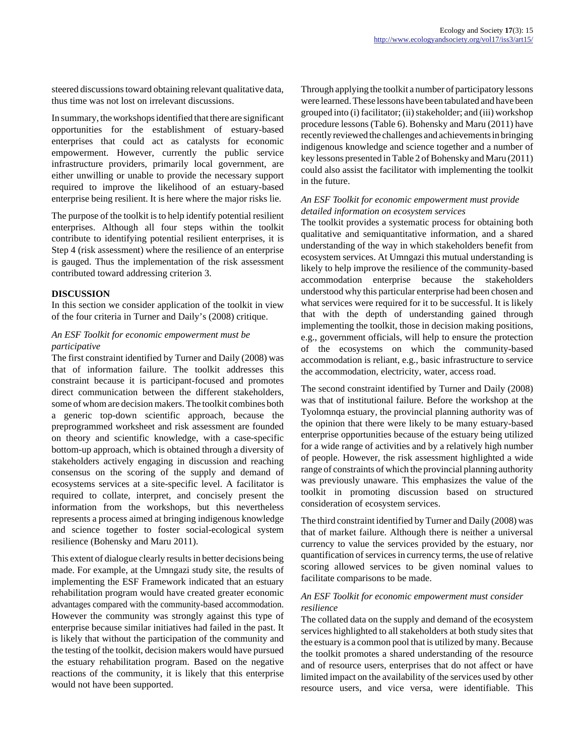steered discussions toward obtaining relevant qualitative data, thus time was not lost on irrelevant discussions.

In summary, the workshops identified that there are significant opportunities for the establishment of estuary-based enterprises that could act as catalysts for economic empowerment. However, currently the public service infrastructure providers, primarily local government, are either unwilling or unable to provide the necessary support required to improve the likelihood of an estuary-based enterprise being resilient. It is here where the major risks lie.

The purpose of the toolkit is to help identify potential resilient enterprises. Although all four steps within the toolkit contribute to identifying potential resilient enterprises, it is Step 4 (risk assessment) where the resilience of an enterprise is gauged. Thus the implementation of the risk assessment contributed toward addressing criterion 3.

## DISCUSSION

In this section we consider application of the toolkit in view of the four criteria in Turner and Daily's (2008) critique.

### *An ESF Toolkit for economic empowerment must be participative*

The first constraint identified by Turner and Daily (2008) was that of information failure. The toolkit addresses this constraint because it is participant-focused and promotes direct communication between the different stakeholders, some of whom are decision makers. The toolkit combines both a generic top-down scientific approach, because the preprogrammed worksheet and risk assessment are founded on theory and scientific knowledge, with a case-specific bottom-up approach, which is obtained through a diversity of stakeholders actively engaging in discussion and reaching consensus on the scoring of the supply and demand of ecosystems services at a site-specific level. A facilitator is required to collate, interpret, and concisely present the information from the workshops, but this nevertheless represents a process aimed at bringing indigenous knowledge and science together to foster social-ecological system resilience (Bohensky and Maru 2011).

This extent of dialogue clearly results in better decisions being made. For example, at the Umngazi study site, the results of implementing the ESF Framework indicated that an estuary rehabilitation program would have created greater economic advantages compared with the community-based accommodation. However the community was strongly against this type of enterprise because similar initiatives had failed in the past. It is likely that without the participation of the community and the testing of the toolkit, decision makers would have pursued the estuary rehabilitation program. Based on the negative reactions of the community, it is likely that this enterprise would not have been supported.

Through applying the toolkit a number of participatory lessons were learned. These lessons have been tabulated and have been grouped into (i) facilitator; (ii) stakeholder; and (iii) workshop procedure lessons (Table 6). Bohensky and Maru (2011) have recently reviewed the challenges and achievements in bringing indigenous knowledge and science together and a number of key lessons presented in Table 2 of Bohensky and Maru (2011) could also assist the facilitator with implementing the toolkit in the future.

### *An ESF Toolkit for economic empowerment must provide detailed information on ecosystem services*

The toolkit provides a systematic process for obtaining both qualitative and semiquantitative information, and a shared understanding of the way in which stakeholders benefit from ecosystem services. At Umngazi this mutual understanding is likely to help improve the resilience of the community-based accommodation enterprise because the stakeholders understood why this particular enterprise had been chosen and what services were required for it to be successful. It is likely that with the depth of understanding gained through implementing the toolkit, those in decision making positions, e.g., government officials, will help to ensure the protection of the ecosystems on which the community-based accommodation is reliant, e.g., basic infrastructure to service the accommodation, electricity, water, access road.

The second constraint identified by Turner and Daily (2008) was that of institutional failure. Before the workshop at the Tyolomnqa estuary, the provincial planning authority was of the opinion that there were likely to be many estuary-based enterprise opportunities because of the estuary being utilized for a wide range of activities and by a relatively high number of people. However, the risk assessment highlighted a wide range of constraints of which the provincial planning authority was previously unaware. This emphasizes the value of the toolkit in promoting discussion based on structured consideration of ecosystem services.

The third constraint identified by Turner and Daily (2008) was that of market failure. Although there is neither a universal currency to value the services provided by the estuary, nor quantification of services in currency terms, the use of relative scoring allowed services to be given nominal values to facilitate comparisons to be made.

### *An ESF Toolkit for economic empowerment must consider resilience*

The collated data on the supply and demand of the ecosystem services highlighted to all stakeholders at both study sites that the estuary is a common pool that is utilized by many. Because the toolkit promotes a shared understanding of the resource and of resource users, enterprises that do not affect or have limited impact on the availability of the services used by other resource users, and vice versa, were identifiable. This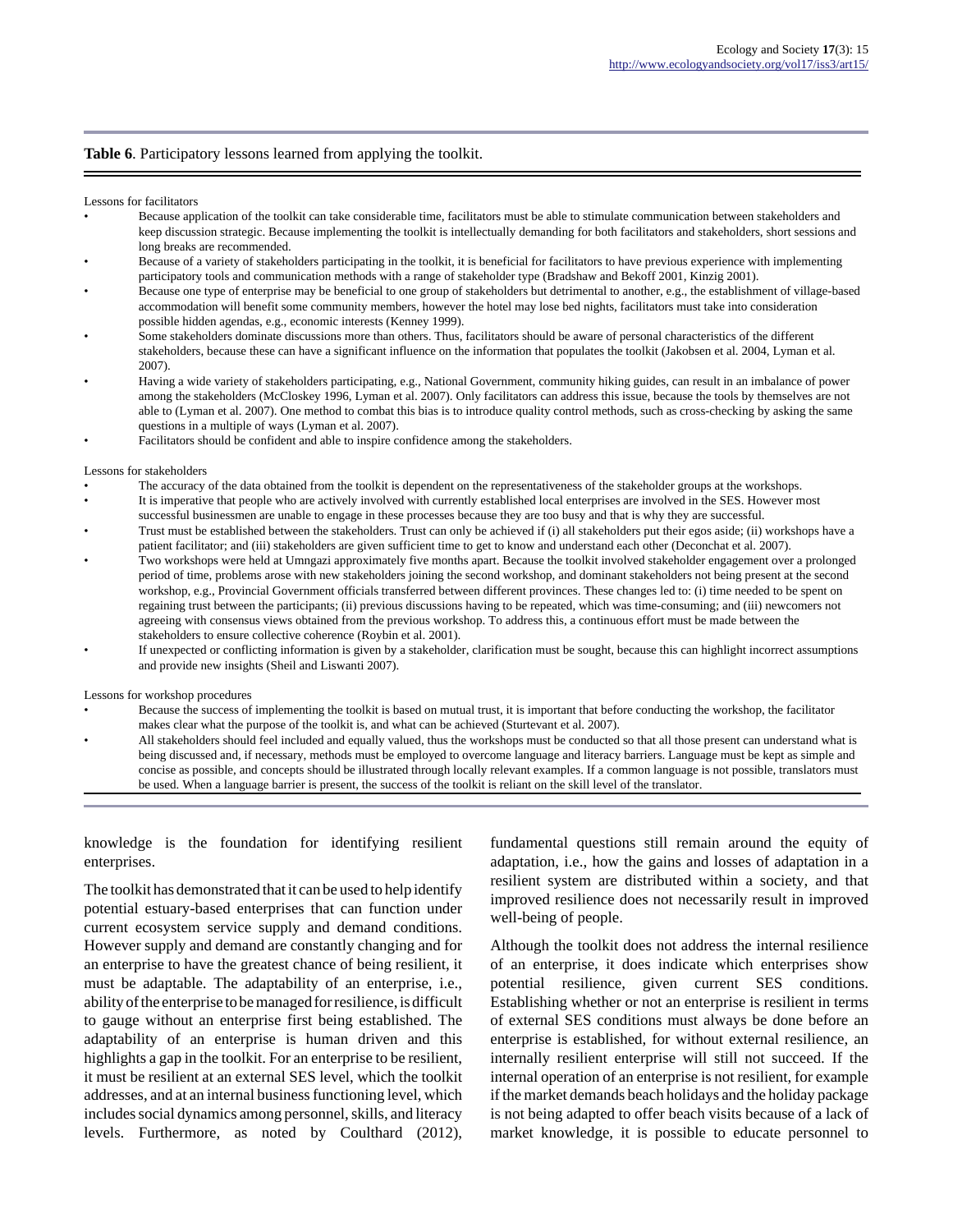**Table 6**. Participatory lessons learned from applying the toolkit.

Lessons for facilitators

- Because application of the toolkit can take considerable time, facilitators must be able to stimulate communication between stakeholders and keep discussion strategic. Because implementing the toolkit is intellectually demanding for both facilitators and stakeholders, short sessions and long breaks are recommended.
- Because of a variety of stakeholders participating in the toolkit, it is beneficial for facilitators to have previous experience with implementing participatory tools and communication methods with a range of stakeholder type (Bradshaw and Bekoff 2001, Kinzig 2001).
- Because one type of enterprise may be beneficial to one group of stakeholders but detrimental to another, e.g., the establishment of village-based accommodation will benefit some community members, however the hotel may lose bed nights, facilitators must take into consideration possible hidden agendas, e.g., economic interests (Kenney 1999).
- Some stakeholders dominate discussions more than others. Thus, facilitators should be aware of personal characteristics of the different stakeholders, because these can have a significant influence on the information that populates the toolkit (Jakobsen et al. 2004, Lyman et al. 2007).
- Having a wide variety of stakeholders participating, e.g., National Government, community hiking guides, can result in an imbalance of power among the stakeholders (McCloskey 1996, Lyman et al. 2007). Only facilitators can address this issue, because the tools by themselves are not able to (Lyman et al. 2007). One method to combat this bias is to introduce quality control methods, such as cross-checking by asking the same questions in a multiple of ways (Lyman et al. 2007).
- Facilitators should be confident and able to inspire confidence among the stakeholders.

Lessons for stakeholders

- The accuracy of the data obtained from the toolkit is dependent on the representativeness of the stakeholder groups at the workshops.
- It is imperative that people who are actively involved with currently established local enterprises are involved in the SES. However most successful businessmen are unable to engage in these processes because they are too busy and that is why they are successful.
- Trust must be established between the stakeholders. Trust can only be achieved if (i) all stakeholders put their egos aside; (ii) workshops have a patient facilitator; and (iii) stakeholders are given sufficient time to get to know and understand each other (Deconchat et al. 2007).
- Two workshops were held at Umngazi approximately five months apart. Because the toolkit involved stakeholder engagement over a prolonged period of time, problems arose with new stakeholders joining the second workshop, and dominant stakeholders not being present at the second workshop, e.g., Provincial Government officials transferred between different provinces. These changes led to: (i) time needed to be spent on regaining trust between the participants; (ii) previous discussions having to be repeated, which was time-consuming; and (iii) newcomers not agreeing with consensus views obtained from the previous workshop. To address this, a continuous effort must be made between the stakeholders to ensure collective coherence (Roybin et al. 2001).
- If unexpected or conflicting information is given by a stakeholder, clarification must be sought, because this can highlight incorrect assumptions and provide new insights (Sheil and Liswanti 2007).

Lessons for workshop procedures

- Because the success of implementing the toolkit is based on mutual trust, it is important that before conducting the workshop, the facilitator makes clear what the purpose of the toolkit is, and what can be achieved (Sturtevant et al. 2007).
- All stakeholders should feel included and equally valued, thus the workshops must be conducted so that all those present can understand what is being discussed and, if necessary, methods must be employed to overcome language and literacy barriers. Language must be kept as simple and concise as possible, and concepts should be illustrated through locally relevant examples. If a common language is not possible, translators must be used. When a language barrier is present, the success of the toolkit is reliant on the skill level of the translator.

knowledge is the foundation for identifying resilient enterprises.

The toolkit has demonstrated that it can be used to help identify potential estuary-based enterprises that can function under current ecosystem service supply and demand conditions. However supply and demand are constantly changing and for an enterprise to have the greatest chance of being resilient, it must be adaptable. The adaptability of an enterprise, i.e., ability of the enterprise to be managed for resilience, is difficult to gauge without an enterprise first being established. The adaptability of an enterprise is human driven and this highlights a gap in the toolkit. For an enterprise to be resilient, it must be resilient at an external SES level, which the toolkit addresses, and at an internal business functioning level, which includes social dynamics among personnel, skills, and literacy levels. Furthermore, as noted by Coulthard (2012), fundamental questions still remain around the equity of adaptation, i.e., how the gains and losses of adaptation in a resilient system are distributed within a society, and that improved resilience does not necessarily result in improved well-being of people.

Although the toolkit does not address the internal resilience of an enterprise, it does indicate which enterprises show potential resilience, given current SES conditions. Establishing whether or not an enterprise is resilient in terms of external SES conditions must always be done before an enterprise is established, for without external resilience, an internally resilient enterprise will still not succeed. If the internal operation of an enterprise is not resilient, for example if the market demands beach holidays and the holiday package is not being adapted to offer beach visits because of a lack of market knowledge, it is possible to educate personnel to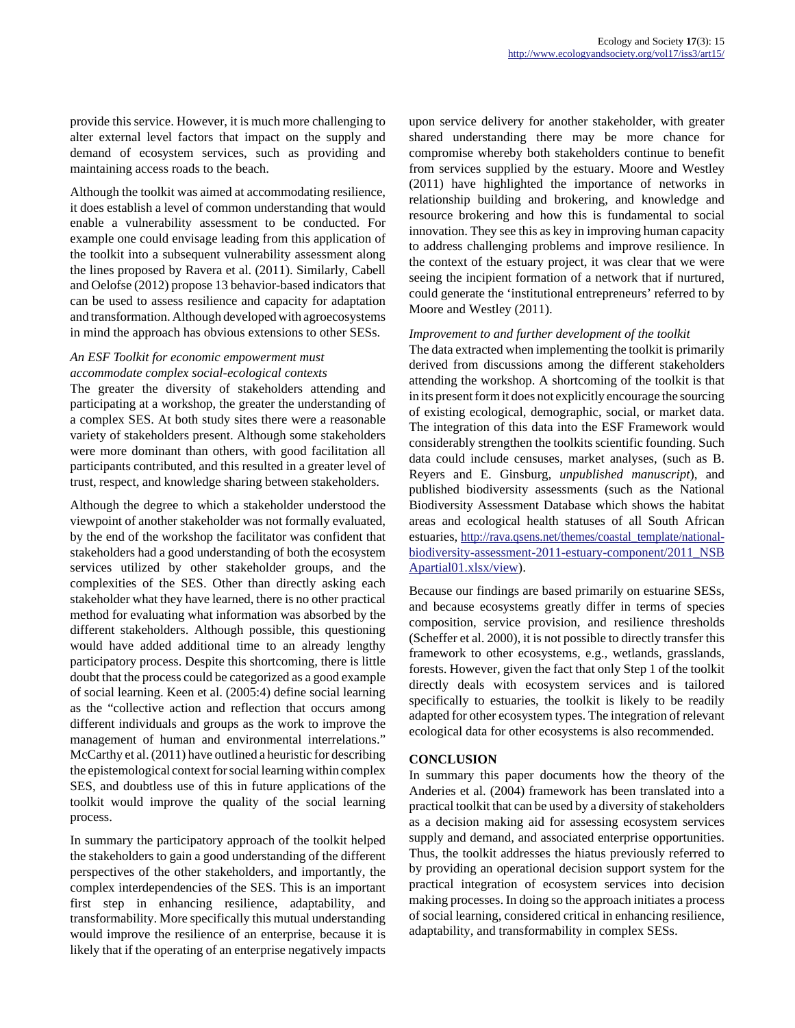provide this service. However, it is much more challenging to alter external level factors that impact on the supply and demand of ecosystem services, such as providing and maintaining access roads to the beach.

Although the toolkit was aimed at accommodating resilience, it does establish a level of common understanding that would enable a vulnerability assessment to be conducted. For example one could envisage leading from this application of the toolkit into a subsequent vulnerability assessment along the lines proposed by Ravera et al. (2011). Similarly, Cabell and Oelofse (2012) propose 13 behavior-based indicators that can be used to assess resilience and capacity for adaptation and transformation. Although developed with agroecosystems in mind the approach has obvious extensions to other SESs.

*An ESF Toolkit for economic empowerment must accommodate complex social-ecological contexts*

The greater the diversity of stakeholders attending and participating at a workshop, the greater the understanding of a complex SES. At both study sites there were a reasonable variety of stakeholders present. Although some stakeholders were more dominant than others, with good facilitation all participants contributed, and this resulted in a greater level of trust, respect, and knowledge sharing between stakeholders.

Although the degree to which a stakeholder understood the viewpoint of another stakeholder was not formally evaluated, by the end of the workshop the facilitator was confident that stakeholders had a good understanding of both the ecosystem services utilized by other stakeholder groups, and the complexities of the SES. Other than directly asking each stakeholder what they have learned, there is no other practical method for evaluating what information was absorbed by the different stakeholders. Although possible, this questioning would have added additional time to an already lengthy participatory process. Despite this shortcoming, there is little doubt that the process could be categorized as a good example of social learning. Keen et al. (2005:4) define social learning as the "collective action and reflection that occurs among different individuals and groups as the work to improve the management of human and environmental interrelations." McCarthy et al. (2011) have outlined a heuristic for describing the epistemological context for social learning within complex SES, and doubtless use of this in future applications of the toolkit would improve the quality of the social learning process.

In summary the participatory approach of the toolkit helped the stakeholders to gain a good understanding of the different perspectives of the other stakeholders, and importantly, the complex interdependencies of the SES. This is an important first step in enhancing resilience, adaptability, and transformability. More specifically this mutual understanding would improve the resilience of an enterprise, because it is likely that if the operating of an enterprise negatively impacts upon service delivery for another stakeholder, with greater shared understanding there may be more chance for compromise whereby both stakeholders continue to benefit from services supplied by the estuary. Moore and Westley (2011) have highlighted the importance of networks in relationship building and brokering, and knowledge and resource brokering and how this is fundamental to social innovation. They see this as key in improving human capacity to address challenging problems and improve resilience. In the context of the estuary project, it was clear that we were seeing the incipient formation of a network that if nurtured, could generate the 'institutional entrepreneurs' referred to by Moore and Westley (2011).

*Improvement to and further development of the toolkit*

The data extracted when implementing the toolkit is primarily derived from discussions among the different stakeholders attending the workshop. A shortcoming of the toolkit is that in its present form it does not explicitly encourage the sourcing of existing ecological, demographic, social, or market data. The integration of this data into the ESF Framework would considerably strengthen the toolkits scientific founding. Such data could include censuses, market analyses, (such as B. Reyers and E. Ginsburg, *unpublished manuscript*), and published biodiversity assessments (such as the National Biodiversity Assessment Database which shows the habitat areas and ecological health statuses of all South African estuaries, http://rava.qsens.net/themes/coastal_template/national-biodiversity-assessment-2011-estuary-component/2011_NSBApartial01.xlsx/view).

Because our findings are based primarily on estuarine SESs, and because ecosystems greatly differ in terms of species composition, service provision, and resilience thresholds (Scheffer et al. 2000), it is not possible to directly transfer this framework to other ecosystems, e.g., wetlands, grasslands, forests. However, given the fact that only Step 1 of the toolkit directly deals with ecosystem services and is tailored specifically to estuaries, the toolkit is likely to be readily adapted for other ecosystem types. The integration of relevant ecological data for other ecosystems is also recommended.

## CONCLUSION

In summary this paper documents how the theory of the Anderies et al. (2004) framework has been translated into a practical toolkit that can be used by a diversity of stakeholders as a decision making aid for assessing ecosystem services supply and demand, and associated enterprise opportunities. Thus, the toolkit addresses the hiatus previously referred to by providing an operational decision support system for the practical integration of ecosystem services into decision making processes. In doing so the approach initiates a process of social learning, considered critical in enhancing resilience, adaptability, and transformability in complex SESs.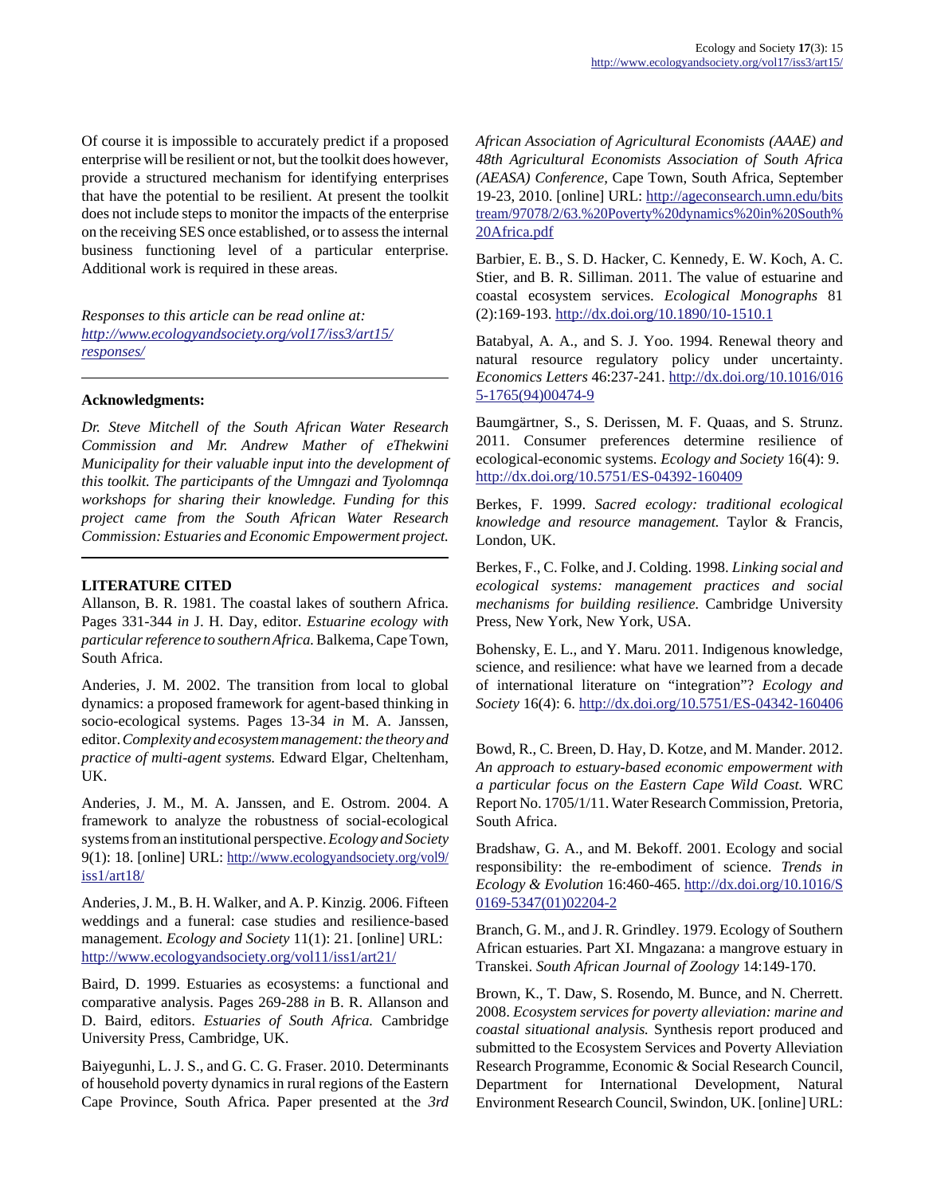Of course it is impossible to accurately predict if a proposed enterprise will be resilient or not, but the toolkit does however, provide a structured mechanism for identifying enterprises that have the potential to be resilient. At present the toolkit does not include steps to monitor the impacts of the enterprise on the receiving SES once established, or to assess the internal business functioning level of a particular enterprise. Additional work is required in these areas.

*Responses to this article can be read online at:*
*http://www.ecologyandsociety.org/vol17/iss3/art15/responses/*

---

**Acknowledgments:**

*Dr. Steve Mitchell of the South African Water Research Commission and Mr. Andrew Mather of eThekwini Municipality for their valuable input into the development of this toolkit. The participants of the Umngazi and Tyolomnqa workshops for sharing their knowledge. Funding for this project came from the South African Water Research Commission: Estuaries and Economic Empowerment project.*

---

**LITERATURE CITED**

Allanson, B. R. 1981. The coastal lakes of southern Africa. Pages 331-344 *in* J. H. Day, editor. *Estuarine ecology with particular reference to southern Africa.* Balkema, Cape Town, South Africa.

Anderies, J. M. 2002. The transition from local to global dynamics: a proposed framework for agent-based thinking in socio-ecological systems. Pages 13-34 *in* M. A. Janssen, editor. *Complexity and ecosystem management: the theory and practice of multi-agent systems.* Edward Elgar, Cheltenham, UK.

Anderies, J. M., M. A. Janssen, and E. Ostrom. 2004. A framework to analyze the robustness of social-ecological systems from an institutional perspective. *Ecology and Society* 9(1): 18. [online] URL: http://www.ecologyandsociety.org/vol9/iss1/art18/

Anderies, J. M., B. H. Walker, and A. P. Kinzig. 2006. Fifteen weddings and a funeral: case studies and resilience-based management. *Ecology and Society* 11(1): 21. [online] URL: http://www.ecologyandsociety.org/vol11/iss1/art21/

Baird, D. 1999. Estuaries as ecosystems: a functional and comparative analysis. Pages 269-288 *in* B. R. Allanson and D. Baird, editors. *Estuaries of South Africa.* Cambridge University Press, Cambridge, UK.

Baiyegunhi, L. J. S., and G. C. G. Fraser. 2010. Determinants of household poverty dynamics in rural regions of the Eastern Cape Province, South Africa. Paper presented at the *3rd African Association of Agricultural Economists (AAAE) and 48th Agricultural Economists Association of South Africa (AEASA) Conference,* Cape Town, South Africa, September 19-23, 2010. [online] URL: http://ageconsearch.umn.edu/bitstream/97078/2/63.%20Poverty%20dynamics%20in%20South%20Africa.pdf

Barbier, E. B., S. D. Hacker, C. Kennedy, E. W. Koch, A. C. Stier, and B. R. Silliman. 2011. The value of estuarine and coastal ecosystem services. *Ecological Monographs* 81 (2):169-193. http://dx.doi.org/10.1890/10-1510.1

Batabyal, A. A., and S. J. Yoo. 1994. Renewal theory and natural resource regulatory policy under uncertainty. *Economics Letters* 46:237-241. http://dx.doi.org/10.1016/0165-1765(94)00474-9

Baumgärtner, S., S. Derissen, M. F. Quaas, and S. Strunz. 2011. Consumer preferences determine resilience of ecological-economic systems. *Ecology and Society* 16(4): 9. http://dx.doi.org/10.5751/ES-04392-160409

Berkes, F. 1999. *Sacred ecology: traditional ecological knowledge and resource management.* Taylor & Francis, London, UK.

Berkes, F., C. Folke, and J. Colding. 1998. *Linking social and ecological systems: management practices and social mechanisms for building resilience.* Cambridge University Press, New York, New York, USA.

Bohensky, E. L., and Y. Maru. 2011. Indigenous knowledge, science, and resilience: what have we learned from a decade of international literature on "integration"? *Ecology and Society* 16(4): 6. http://dx.doi.org/10.5751/ES-04342-160406

Bowd, R., C. Breen, D. Hay, D. Kotze, and M. Mander. 2012. *An approach to estuary-based economic empowerment with a particular focus on the Eastern Cape Wild Coast.* WRC Report No. 1705/1/11. Water Research Commission, Pretoria, South Africa.

Bradshaw, G. A., and M. Bekoff. 2001. Ecology and social responsibility: the re-embodiment of science. *Trends in Ecology & Evolution* 16:460-465. http://dx.doi.org/10.1016/S0169-5347(01)02204-2

Branch, G. M., and J. R. Grindley. 1979. Ecology of Southern African estuaries. Part XI. Mngazana: a mangrove estuary in Transkei. *South African Journal of Zoology* 14:149-170.

Brown, K., T. Daw, S. Rosendo, M. Bunce, and N. Cherrett. 2008. *Ecosystem services for poverty alleviation: marine and coastal situational analysis.* Synthesis report produced and submitted to the Ecosystem Services and Poverty Alleviation Research Programme, Economic & Social Research Council, Department for International Development, Natural Environment Research Council, Swindon, UK. [online] URL: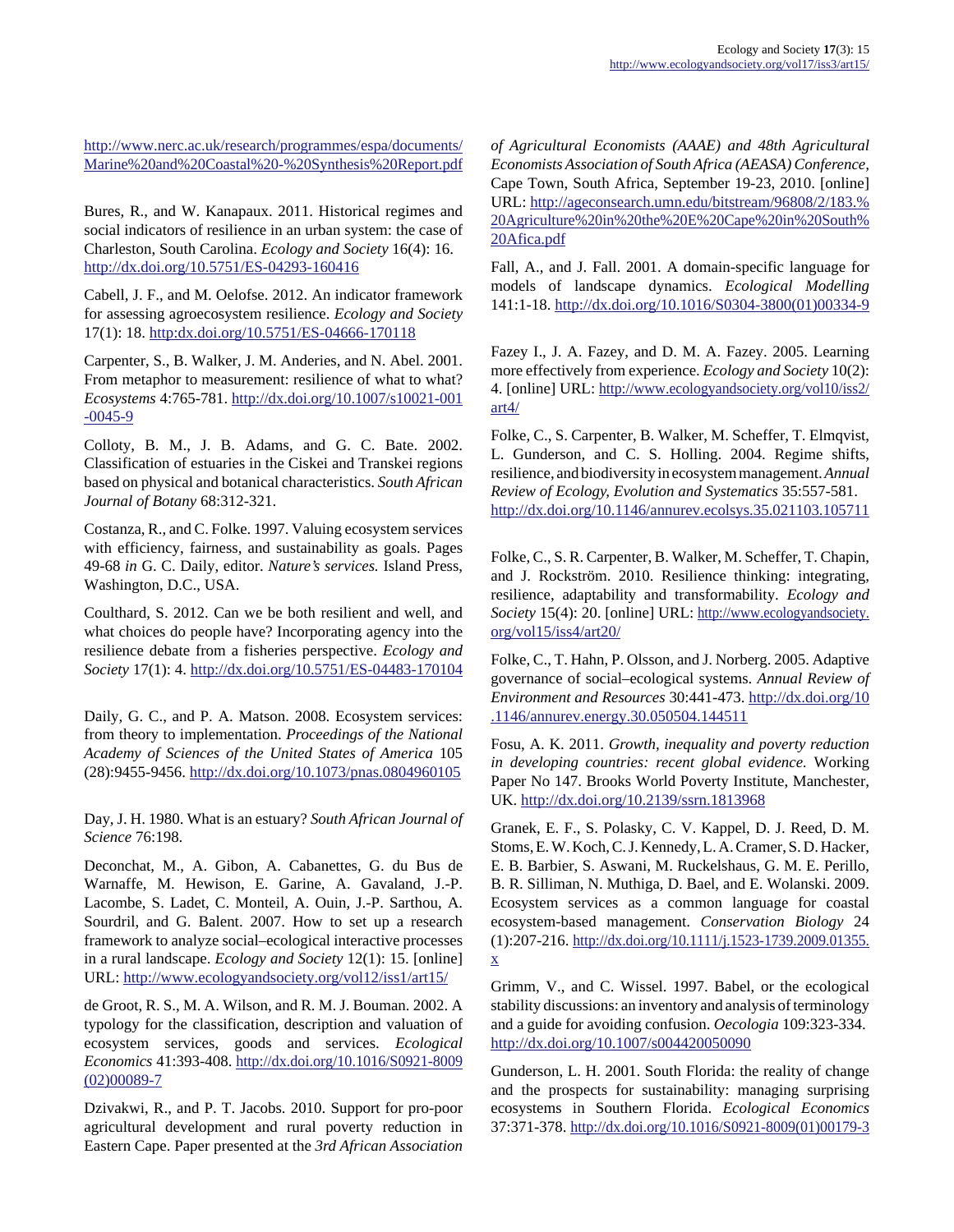http://www.nerc.ac.uk/research/programmes/espa/documents/Marine%20and%20Coastal%20-%20Synthesis%20Report.pdf

Bures, R., and W. Kanapaux. 2011. Historical regimes and social indicators of resilience in an urban system: the case of Charleston, South Carolina. *Ecology and Society* 16(4): 16. http://dx.doi.org/10.5751/ES-04293-160416

Cabell, J. F., and M. Oelofse. 2012. An indicator framework for assessing agroecosystem resilience. *Ecology and Society* 17(1): 18. http:dx.doi.org/10.5751/ES-04666-170118

Carpenter, S., B. Walker, J. M. Anderies, and N. Abel. 2001. From metaphor to measurement: resilience of what to what? *Ecosystems* 4:765-781. http://dx.doi.org/10.1007/s10021-001-0045-9

Colloty, B. M., J. B. Adams, and G. C. Bate. 2002. Classification of estuaries in the Ciskei and Transkei regions based on physical and botanical characteristics. *South African Journal of Botany* 68:312-321.

Costanza, R., and C. Folke. 1997. Valuing ecosystem services with efficiency, fairness, and sustainability as goals. Pages 49-68 *in* G. C. Daily, editor. *Nature's services.* Island Press, Washington, D.C., USA.

Coulthard, S. 2012. Can we be both resilient and well, and what choices do people have? Incorporating agency into the resilience debate from a fisheries perspective. *Ecology and Society* 17(1): 4. http://dx.doi.org/10.5751/ES-04483-170104

Daily, G. C., and P. A. Matson. 2008. Ecosystem services: from theory to implementation. *Proceedings of the National Academy of Sciences of the United States of America* 105 (28):9455-9456. http://dx.doi.org/10.1073/pnas.0804960105

Day, J. H. 1980. What is an estuary? *South African Journal of Science* 76:198.

Deconchat, M., A. Gibon, A. Cabanettes, G. du Bus de Warnaffe, M. Hewison, E. Garine, A. Gavaland, J.-P. Lacombe, S. Ladet, C. Monteil, A. Ouin, J.-P. Sarthou, A. Sourdril, and G. Balent. 2007. How to set up a research framework to analyze social–ecological interactive processes in a rural landscape. *Ecology and Society* 12(1): 15. [online] URL: http://www.ecologyandsociety.org/vol12/iss1/art15/

de Groot, R. S., M. A. Wilson, and R. M. J. Bouman. 2002. A typology for the classification, description and valuation of ecosystem services, goods and services. *Ecological Economics* 41:393-408. http://dx.doi.org/10.1016/S0921-8009(02)00089-7

Dzivakwi, R., and P. T. Jacobs. 2010. Support for pro-poor agricultural development and rural poverty reduction in Eastern Cape. Paper presented at the *3rd African Association of Agricultural Economists (AAAE) and 48th Agricultural Economists Association of South Africa (AEASA) Conference*, Cape Town, South Africa, September 19-23, 2010. [online] URL: http://ageconsearch.umn.edu/bitstream/96808/2/183.%20Agriculture%20in%20the%20E%20Cape%20in%20South%20Afica.pdf

Fall, A., and J. Fall. 2001. A domain-specific language for models of landscape dynamics. *Ecological Modelling* 141:1-18. http://dx.doi.org/10.1016/S0304-3800(01)00334-9

Fazey I., J. A. Fazey, and D. M. A. Fazey. 2005. Learning more effectively from experience. *Ecology and Society* 10(2): 4. [online] URL: http://www.ecologyandsociety.org/vol10/iss2/art4/

Folke, C., S. Carpenter, B. Walker, M. Scheffer, T. Elmqvist, L. Gunderson, and C. S. Holling. 2004. Regime shifts, resilience, and biodiversity in ecosystem management. *Annual Review of Ecology, Evolution and Systematics* 35:557-581. http://dx.doi.org/10.1146/annurev.ecolsys.35.021103.105711

Folke, C., S. R. Carpenter, B. Walker, M. Scheffer, T. Chapin, and J. Rockström. 2010. Resilience thinking: integrating, resilience, adaptability and transformability. *Ecology and Society* 15(4): 20. [online] URL: http://www.ecologyandsociety.org/vol15/iss4/art20/

Folke, C., T. Hahn, P. Olsson, and J. Norberg. 2005. Adaptive governance of social–ecological systems. *Annual Review of Environment and Resources* 30:441-473. http://dx.doi.org/10.1146/annurev.energy.30.050504.144511

Fosu, A. K. 2011. *Growth, inequality and poverty reduction in developing countries: recent global evidence.* Working Paper No 147. Brooks World Poverty Institute, Manchester, UK. http://dx.doi.org/10.2139/ssrn.1813968

Granek, E. F., S. Polasky, C. V. Kappel, D. J. Reed, D. M. Stoms, E. W. Koch, C. J. Kennedy, L. A. Cramer, S. D. Hacker, E. B. Barbier, S. Aswani, M. Ruckelshaus, G. M. E. Perillo, B. R. Silliman, N. Muthiga, D. Bael, and E. Wolanski. 2009. Ecosystem services as a common language for coastal ecosystem-based management. *Conservation Biology* 24 (1):207-216. http://dx.doi.org/10.1111/j.1523-1739.2009.01355.x

Grimm, V., and C. Wissel. 1997. Babel, or the ecological stability discussions: an inventory and analysis of terminology and a guide for avoiding confusion. *Oecologia* 109:323-334. http://dx.doi.org/10.1007/s004420050090

Gunderson, L. H. 2001. South Florida: the reality of change and the prospects for sustainability: managing surprising ecosystems in Southern Florida. *Ecological Economics* 37:371-378. http://dx.doi.org/10.1016/S0921-8009(01)00179-3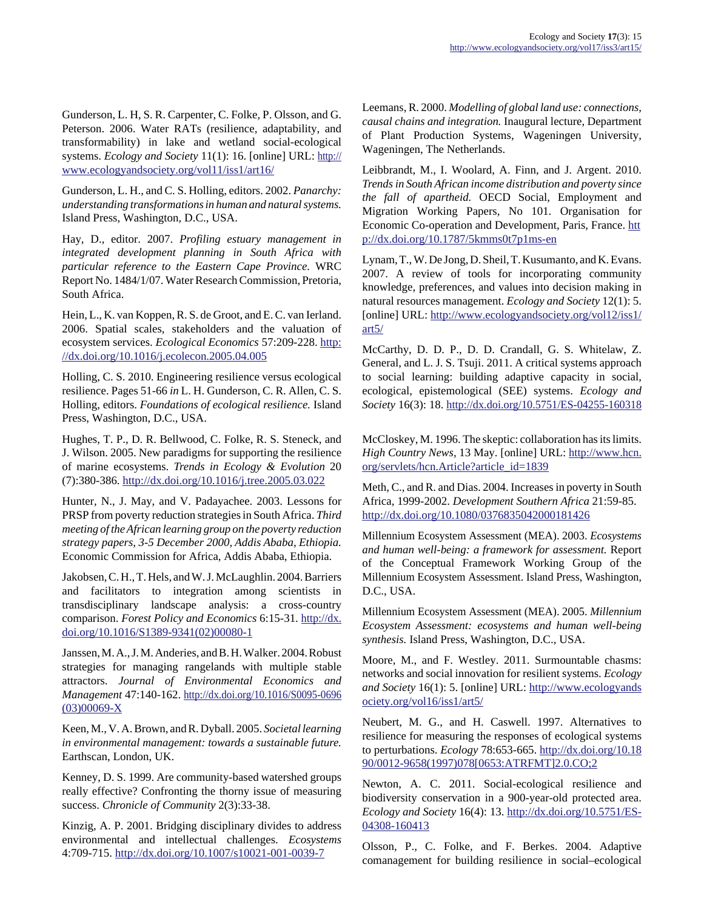Gunderson, L. H, S. R. Carpenter, C. Folke, P. Olsson, and G. Peterson. 2006. Water RATs (resilience, adaptability, and transformability) in lake and wetland social-ecological systems. *Ecology and Society* 11(1): 16. [online] URL: http://www.ecologyandsociety.org/vol11/iss1/art16/

Gunderson, L. H., and C. S. Holling, editors. 2002. *Panarchy: understanding transformations in human and natural systems.* Island Press, Washington, D.C., USA.

Hay, D., editor. 2007. *Profiling estuary management in integrated development planning in South Africa with particular reference to the Eastern Cape Province.* WRC Report No. 1484/1/07. Water Research Commission, Pretoria, South Africa.

Hein, L., K. van Koppen, R. S. de Groot, and E. C. van Ierland. 2006. Spatial scales, stakeholders and the valuation of ecosystem services. *Ecological Economics* 57:209-228. http://dx.doi.org/10.1016/j.ecolecon.2005.04.005

Holling, C. S. 2010. Engineering resilience versus ecological resilience. Pages 51-66 *in* L. H. Gunderson, C. R. Allen, C. S. Holling, editors. *Foundations of ecological resilience.* Island Press, Washington, D.C., USA.

Hughes, T. P., D. R. Bellwood, C. Folke, R. S. Steneck, and J. Wilson. 2005. New paradigms for supporting the resilience of marine ecosystems. *Trends in Ecology & Evolution* 20 (7):380-386. http://dx.doi.org/10.1016/j.tree.2005.03.022

Hunter, N., J. May, and V. Padayachee. 2003. Lessons for PRSP from poverty reduction strategies in South Africa. *Third meeting of the African learning group on the poverty reduction strategy papers, 3-5 December 2000, Addis Ababa, Ethiopia.* Economic Commission for Africa, Addis Ababa, Ethiopia.

Jakobsen, C. H., T. Hels, and W. J. McLaughlin. 2004. Barriers and facilitators to integration among scientists in transdisciplinary landscape analysis: a cross-country comparison. *Forest Policy and Economics* 6:15-31. http://dx.doi.org/10.1016/S1389-9341(02)00080-1

Janssen, M. A., J. M. Anderies, and B. H. Walker. 2004. Robust strategies for managing rangelands with multiple stable attractors. *Journal of Environmental Economics and Management* 47:140-162. http://dx.doi.org/10.1016/S0095-0696(03)00069-X

Keen, M., V. A. Brown, and R. Dyball. 2005. *Societal learning in environmental management: towards a sustainable future.* Earthscan, London, UK.

Kenney, D. S. 1999. Are community-based watershed groups really effective? Confronting the thorny issue of measuring success. *Chronicle of Community* 2(3):33-38.

Kinzig, A. P. 2001. Bridging disciplinary divides to address environmental and intellectual challenges. *Ecosystems* 4:709-715. http://dx.doi.org/10.1007/s10021-001-0039-7

Leemans, R. 2000. *Modelling of global land use: connections, causal chains and integration.* Inaugural lecture, Department of Plant Production Systems, Wageningen University, Wageningen, The Netherlands.

Leibbrandt, M., I. Woolard, A. Finn, and J. Argent. 2010. *Trends in South African income distribution and poverty since the fall of apartheid.* OECD Social, Employment and Migration Working Papers, No 101. Organisation for Economic Co-operation and Development, Paris, France. http://dx.doi.org/10.1787/5kmms0t7p1ms-en

Lynam, T., W. De Jong, D. Sheil, T. Kusumanto, and K. Evans. 2007. A review of tools for incorporating community knowledge, preferences, and values into decision making in natural resources management. *Ecology and Society* 12(1): 5. [online] URL: http://www.ecologyandsociety.org/vol12/iss1/art5/

McCarthy, D. D. P., D. D. Crandall, G. S. Whitelaw, Z. General, and L. J. S. Tsuji. 2011. A critical systems approach to social learning: building adaptive capacity in social, ecological, epistemological (SEE) systems. *Ecology and Society* 16(3): 18. http://dx.doi.org/10.5751/ES-04255-160318

McCloskey, M. 1996. The skeptic: collaboration has its limits. *High Country News,* 13 May. [online] URL: http://www.hcn.org/servlets/hcn.Article?article_id=1839

Meth, C., and R. and Dias. 2004. Increases in poverty in South Africa, 1999-2002. *Development Southern Africa* 21:59-85. http://dx.doi.org/10.1080/0376835042000181426

Millennium Ecosystem Assessment (MEA). 2003. *Ecosystems and human well-being: a framework for assessment.* Report of the Conceptual Framework Working Group of the Millennium Ecosystem Assessment. Island Press, Washington, D.C., USA.

Millennium Ecosystem Assessment (MEA). 2005. *Millennium Ecosystem Assessment: ecosystems and human well-being synthesis.* Island Press, Washington, D.C., USA.

Moore, M., and F. Westley. 2011. Surmountable chasms: networks and social innovation for resilient systems. *Ecology and Society* 16(1): 5. [online] URL: http://www.ecologyandsociety.org/vol16/iss1/art5/

Neubert, M. G., and H. Caswell. 1997. Alternatives to resilience for measuring the responses of ecological systems to perturbations. *Ecology* 78:653-665. http://dx.doi.org/10.1890/0012-9658(1997)078[0653:ATRFMT]2.0.CO;2

Newton, A. C. 2011. Social-ecological resilience and biodiversity conservation in a 900-year-old protected area. *Ecology and Society* 16(4): 13. http://dx.doi.org/10.5751/ES-04308-160413

Olsson, P., C. Folke, and F. Berkes. 2004. Adaptive comanagement for building resilience in social–ecological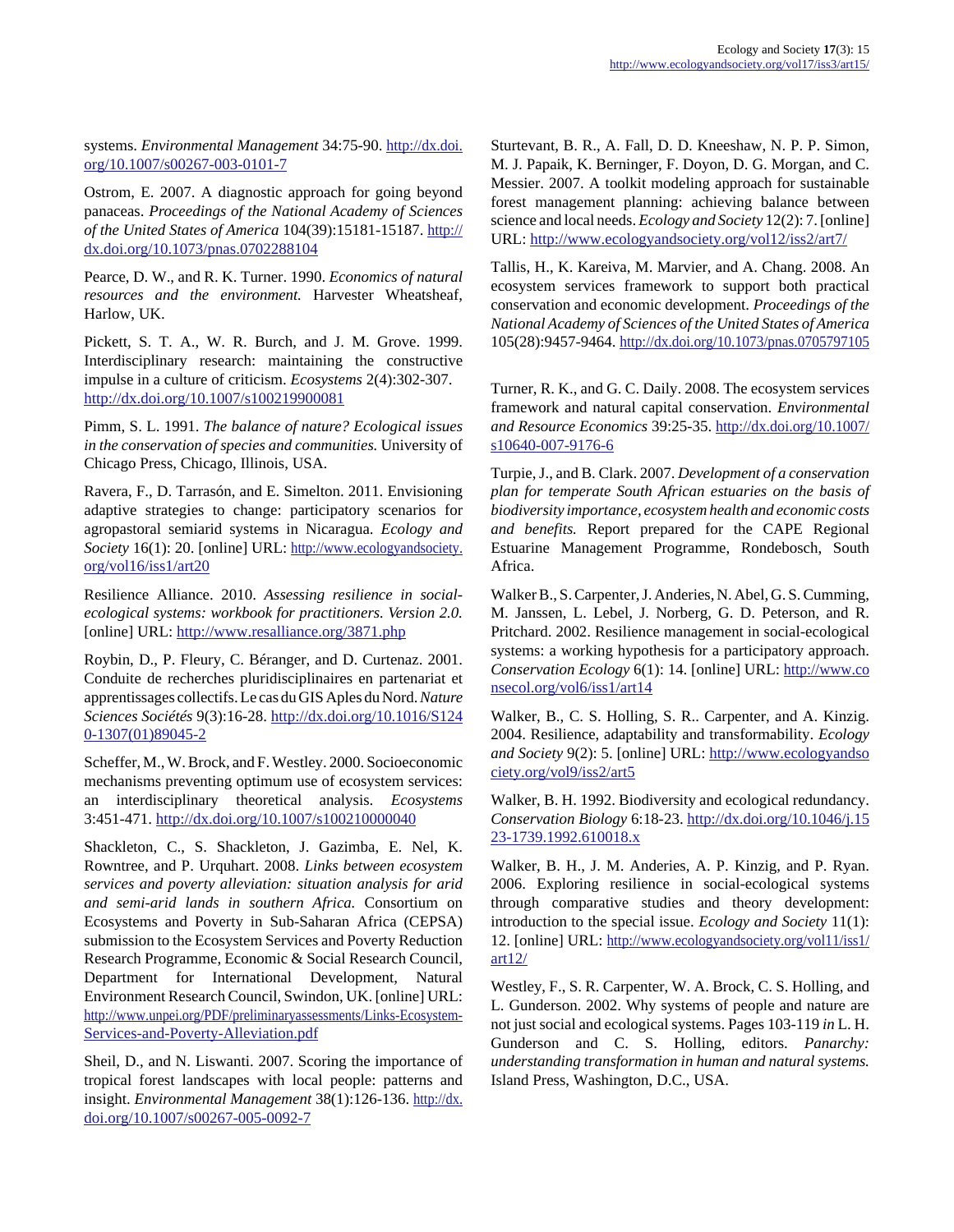systems. *Environmental Management* 34:75-90. http://dx.doi.org/10.1007/s00267-003-0101-7

Ostrom, E. 2007. A diagnostic approach for going beyond panaceas. *Proceedings of the National Academy of Sciences of the United States of America* 104(39):15181-15187. http://dx.doi.org/10.1073/pnas.0702288104

Pearce, D. W., and R. K. Turner. 1990. *Economics of natural resources and the environment.* Harvester Wheatsheaf, Harlow, UK.

Pickett, S. T. A., W. R. Burch, and J. M. Grove. 1999. Interdisciplinary research: maintaining the constructive impulse in a culture of criticism. *Ecosystems* 2(4):302-307. http://dx.doi.org/10.1007/s100219900081

Pimm, S. L. 1991. *The balance of nature? Ecological issues in the conservation of species and communities.* University of Chicago Press, Chicago, Illinois, USA.

Ravera, F., D. Tarrasón, and E. Simelton. 2011. Envisioning adaptive strategies to change: participatory scenarios for agropastoral semiarid systems in Nicaragua. *Ecology and Society* 16(1): 20. [online] URL: http://www.ecologyandsociety.org/vol16/iss1/art20

Resilience Alliance. 2010. *Assessing resilience in social-ecological systems: workbook for practitioners. Version 2.0.* [online] URL: http://www.resalliance.org/3871.php

Roybin, D., P. Fleury, C. Béranger, and D. Curtenaz. 2001. Conduite de recherches pluridisciplinaires en partenariat et apprentissages collectifs. Le cas du GIS Aples du Nord. *Nature Sciences Sociétés* 9(3):16-28. http://dx.doi.org/10.1016/S1240-1307(01)89045-2

Scheffer, M., W. Brock, and F. Westley. 2000. Socioeconomic mechanisms preventing optimum use of ecosystem services: an interdisciplinary theoretical analysis. *Ecosystems* 3:451-471. http://dx.doi.org/10.1007/s100210000040

Shackleton, C., S. Shackleton, J. Gazimba, E. Nel, K. Rowntree, and P. Urquhart. 2008. *Links between ecosystem services and poverty alleviation: situation analysis for arid and semi-arid lands in southern Africa.* Consortium on Ecosystems and Poverty in Sub-Saharan Africa (CEPSA) submission to the Ecosystem Services and Poverty Reduction Research Programme, Economic & Social Research Council, Department for International Development, Natural Environment Research Council, Swindon, UK. [online] URL: http://www.unpei.org/PDF/preliminaryassessments/Links-Ecosystem-Services-and-Poverty-Alleviation.pdf

Sheil, D., and N. Liswanti. 2007. Scoring the importance of tropical forest landscapes with local people: patterns and insight. *Environmental Management* 38(1):126-136. http://dx.doi.org/10.1007/s00267-005-0092-7

Sturtevant, B. R., A. Fall, D. D. Kneeshaw, N. P. P. Simon, M. J. Papaik, K. Berninger, F. Doyon, D. G. Morgan, and C. Messier. 2007. A toolkit modeling approach for sustainable forest management planning: achieving balance between science and local needs. *Ecology and Society* 12(2): 7. [online] URL: http://www.ecologyandsociety.org/vol12/iss2/art7/

Tallis, H., K. Kareiva, M. Marvier, and A. Chang. 2008. An ecosystem services framework to support both practical conservation and economic development. *Proceedings of the National Academy of Sciences of the United States of America* 105(28):9457-9464. http://dx.doi.org/10.1073/pnas.0705797105

Turner, R. K., and G. C. Daily. 2008. The ecosystem services framework and natural capital conservation. *Environmental and Resource Economics* 39:25-35. http://dx.doi.org/10.1007/s10640-007-9176-6

Turpie, J., and B. Clark. 2007. *Development of a conservation plan for temperate South African estuaries on the basis of biodiversity importance, ecosystem health and economic costs and benefits.* Report prepared for the CAPE Regional Estuarine Management Programme, Rondebosch, South Africa.

Walker B., S. Carpenter, J. Anderies, N. Abel, G. S. Cumming, M. Janssen, L. Lebel, J. Norberg, G. D. Peterson, and R. Pritchard. 2002. Resilience management in social-ecological systems: a working hypothesis for a participatory approach. *Conservation Ecology* 6(1): 14. [online] URL: http://www.consecol.org/vol6/iss1/art14

Walker, B., C. S. Holling, S. R.. Carpenter, and A. Kinzig. 2004. Resilience, adaptability and transformability. *Ecology and Society* 9(2): 5. [online] URL: http://www.ecologyandsociety.org/vol9/iss2/art5

Walker, B. H. 1992. Biodiversity and ecological redundancy. *Conservation Biology* 6:18-23. http://dx.doi.org/10.1046/j.1523-1739.1992.610018.x

Walker, B. H., J. M. Anderies, A. P. Kinzig, and P. Ryan. 2006. Exploring resilience in social-ecological systems through comparative studies and theory development: introduction to the special issue. *Ecology and Society* 11(1): 12. [online] URL: http://www.ecologyandsociety.org/vol11/iss1/art12/

Westley, F., S. R. Carpenter, W. A. Brock, C. S. Holling, and L. Gunderson. 2002. Why systems of people and nature are not just social and ecological systems. Pages 103-119 *in* L. H. Gunderson and C. S. Holling, editors. *Panarchy: understanding transformation in human and natural systems.* Island Press, Washington, D.C., USA.